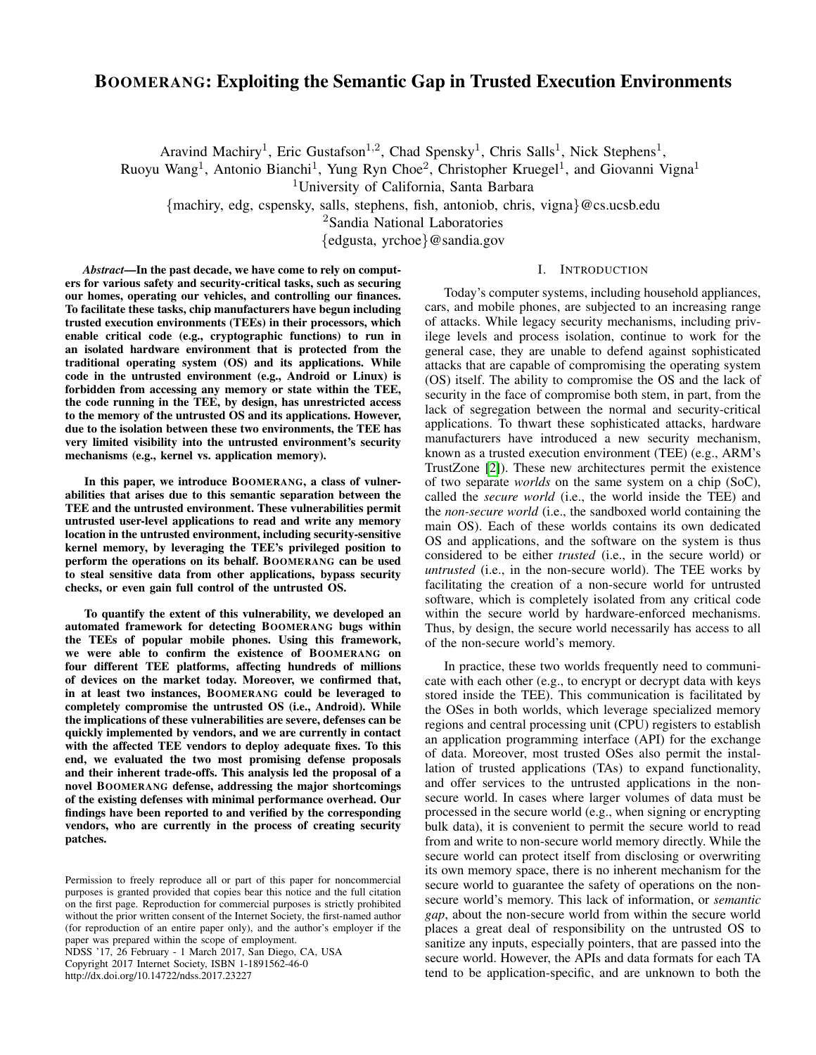# BOOMERANG: Exploiting the Semantic Gap in Trusted Execution Environments

Aravind Machiry[1], Eric Gustafson[1,2], Chad Spensky[1], Chris Salls[1], Nick Stephens[1],
Ruoyu Wang[1], Antonio Bianchi[1], Yung Ryn Choe[2], Christopher Kruegel[1], and Giovanni Vigna[1]

[1]University of California, Santa Barbara

{machiry, edg, cspensky, salls, stephens, fish, antoniob, chris, vigna}@cs.ucsb.edu

[2]Sandia National Laboratories

{edgusta, yrchoe}@sandia.gov

***Abstract*—In the past decade, we have come to rely on computers for various safety and security-critical tasks, such as securing our homes, operating our vehicles, and controlling our finances. To facilitate these tasks, chip manufacturers have begun including trusted execution environments (TEEs) in their processors, which enable critical code (e.g., cryptographic functions) to run in an isolated hardware environment that is protected from the traditional operating system (OS) and its applications. While code in the untrusted environment (e.g., Android or Linux) is forbidden from accessing any memory or state within the TEE, the code running in the TEE, by design, has unrestricted access to the memory of the untrusted OS and its applications. However, due to the isolation between these two environments, the TEE has very limited visibility into the untrusted environment's security mechanisms (e.g., kernel vs. application memory).**

**In this paper, we introduce BOOMERANG, a class of vulnerabilities that arises due to this semantic separation between the TEE and the untrusted environment. These vulnerabilities permit untrusted user-level applications to read and write any memory location in the untrusted environment, including security-sensitive kernel memory, by leveraging the TEE's privileged position to perform the operations on its behalf. BOOMERANG can be used to steal sensitive data from other applications, bypass security checks, or even gain full control of the untrusted OS.**

**To quantify the extent of this vulnerability, we developed an automated framework for detecting BOOMERANG bugs within the TEEs of popular mobile phones. Using this framework, we were able to confirm the existence of BOOMERANG on four different TEE platforms, affecting hundreds of millions of devices on the market today. Moreover, we confirmed that, in at least two instances, BOOMERANG could be leveraged to completely compromise the untrusted OS (i.e., Android). While the implications of these vulnerabilities are severe, defenses can be quickly implemented by vendors, and we are currently in contact with the affected TEE vendors to deploy adequate fixes. To this end, we evaluated the two most promising defense proposals and their inherent trade-offs. This analysis led the proposal of a novel BOOMERANG defense, addressing the major shortcomings of the existing defenses with minimal performance overhead. Our findings have been reported to and verified by the corresponding vendors, who are currently in the process of creating security patches.**

Permission to freely reproduce all or part of this paper for noncommercial purposes is granted provided that copies bear this notice and the full citation on the first page. Reproduction for commercial purposes is strictly prohibited without the prior written consent of the Internet Society, the first-named author (for reproduction of an entire paper only), and the author's employer if the paper was prepared within the scope of employment.
NDSS '17, 26 February - 1 March 2017, San Diego, CA, USA
Copyright 2017 Internet Society, ISBN 1-1891562-46-0
http://dx.doi.org/10.14722/ndss.2017.23227

## I. INTRODUCTION

Today's computer systems, including household appliances, cars, and mobile phones, are subjected to an increasing range of attacks. While legacy security mechanisms, including privilege levels and process isolation, continue to work for the general case, they are unable to defend against sophisticated attacks that are capable of compromising the operating system (OS) itself. The ability to compromise the OS and the lack of security in the face of compromise both stem, in part, from the lack of segregation between the normal and security-critical applications. To thwart these sophisticated attacks, hardware manufacturers have introduced a new security mechanism, known as a trusted execution environment (TEE) (e.g., ARM's TrustZone [2]). These new architectures permit the existence of two separate *worlds* on the same system on a chip (SoC), called the *secure world* (i.e., the world inside the TEE) and the *non-secure world* (i.e., the sandboxed world containing the main OS). Each of these worlds contains its own dedicated OS and applications, and the software on the system is thus considered to be either *trusted* (i.e., in the secure world) or *untrusted* (i.e., in the non-secure world). The TEE works by facilitating the creation of a non-secure world for untrusted software, which is completely isolated from any critical code within the secure world by hardware-enforced mechanisms. Thus, by design, the secure world necessarily has access to all of the non-secure world's memory.

In practice, these two worlds frequently need to communicate with each other (e.g., to encrypt or decrypt data with keys stored inside the TEE). This communication is facilitated by the OSes in both worlds, which leverage specialized memory regions and central processing unit (CPU) registers to establish an application programming interface (API) for the exchange of data. Moreover, most trusted OSes also permit the installation of trusted applications (TAs) to expand functionality, and offer services to the untrusted applications in the non-secure world. In cases where larger volumes of data must be processed in the secure world (e.g., when signing or encrypting bulk data), it is convenient to permit the secure world to read from and write to non-secure world memory directly. While the secure world can protect itself from disclosing or overwriting its own memory space, there is no inherent mechanism for the secure world to guarantee the safety of operations on the non-secure world's memory. This lack of information, or *semantic gap*, about the non-secure world from within the secure world places a great deal of responsibility on the untrusted OS to sanitize any inputs, especially pointers, that are passed into the secure world. However, the APIs and data formats for each TA tend to be application-specific, and are unknown to both the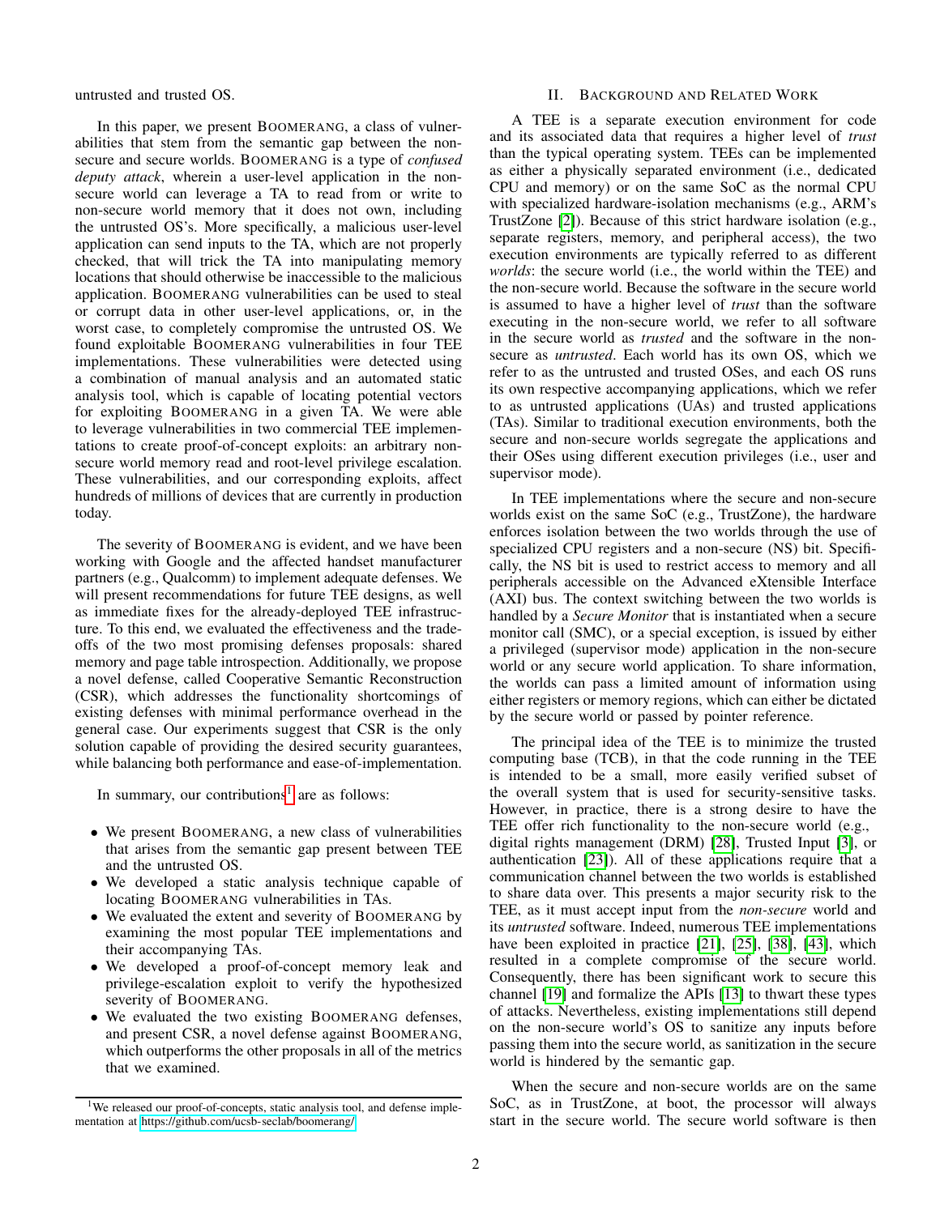untrusted and trusted OS.

In this paper, we present BOOMERANG, a class of vulnerabilities that stem from the semantic gap between the non-secure and secure worlds. BOOMERANG is a type of *confused deputy attack*, wherein a user-level application in the non-secure world can leverage a TA to read from or write to non-secure world memory that it does not own, including the untrusted OS's. More specifically, a malicious user-level application can send inputs to the TA, which are not properly checked, that will trick the TA into manipulating memory locations that should otherwise be inaccessible to the malicious application. BOOMERANG vulnerabilities can be used to steal or corrupt data in other user-level applications, or, in the worst case, to completely compromise the untrusted OS. We found exploitable BOOMERANG vulnerabilities in four TEE implementations. These vulnerabilities were detected using a combination of manual analysis and an automated static analysis tool, which is capable of locating potential vectors for exploiting BOOMERANG in a given TA. We were able to leverage vulnerabilities in two commercial TEE implementations to create proof-of-concept exploits: an arbitrary non-secure world memory read and root-level privilege escalation. These vulnerabilities, and our corresponding exploits, affect hundreds of millions of devices that are currently in production today.

The severity of BOOMERANG is evident, and we have been working with Google and the affected handset manufacturer partners (e.g., Qualcomm) to implement adequate defenses. We will present recommendations for future TEE designs, as well as immediate fixes for the already-deployed TEE infrastructure. To this end, we evaluated the effectiveness and the trade-offs of the two most promising defenses proposals: shared memory and page table introspection. Additionally, we propose a novel defense, called Cooperative Semantic Reconstruction (CSR), which addresses the functionality shortcomings of existing defenses with minimal performance overhead in the general case. Our experiments suggest that CSR is the only solution capable of providing the desired security guarantees, while balancing both performance and ease-of-implementation.

In summary, our contributions[1] are as follows:

- We present BOOMERANG, a new class of vulnerabilities that arises from the semantic gap present between TEE and the untrusted OS.
- We developed a static analysis technique capable of locating BOOMERANG vulnerabilities in TAs.
- We evaluated the extent and severity of BOOMERANG by examining the most popular TEE implementations and their accompanying TAs.
- We developed a proof-of-concept memory leak and privilege-escalation exploit to verify the hypothesized severity of BOOMERANG.
- We evaluated the two existing BOOMERANG defenses, and present CSR, a novel defense against BOOMERANG, which outperforms the other proposals in all of the metrics that we examined.

[1] We released our proof-of-concepts, static analysis tool, and defense implementation at https://github.com/ucsb-seclab/boomerang/

## II. BACKGROUND AND RELATED WORK

A TEE is a separate execution environment for code and its associated data that requires a higher level of *trust* than the typical operating system. TEEs can be implemented as either a physically separated environment (i.e., dedicated CPU and memory) or on the same SoC as the normal CPU with specialized hardware-isolation mechanisms (e.g., ARM's TrustZone [2]). Because of this strict hardware isolation (e.g., separate registers, memory, and peripheral access), the two execution environments are typically referred to as different *worlds*: the secure world (i.e., the world within the TEE) and the non-secure world. Because the software in the secure world is assumed to have a higher level of *trust* than the software executing in the non-secure world, we refer to all software in the secure world as *trusted* and the software in the non-secure as *untrusted*. Each world has its own OS, which we refer to as the untrusted and trusted OSes, and each OS runs its own respective accompanying applications, which we refer to as untrusted applications (UAs) and trusted applications (TAs). Similar to traditional execution environments, both the secure and non-secure worlds segregate the applications and their OSes using different execution privileges (i.e., user and supervisor mode).

In TEE implementations where the secure and non-secure worlds exist on the same SoC (e.g., TrustZone), the hardware enforces isolation between the two worlds through the use of specialized CPU registers and a non-secure (NS) bit. Specifically, the NS bit is used to restrict access to memory and all peripherals accessible on the Advanced eXtensible Interface (AXI) bus. The context switching between the two worlds is handled by a *Secure Monitor* that is instantiated when a secure monitor call (SMC), or a special exception, is issued by either a privileged (supervisor mode) application in the non-secure world or any secure world application. To share information, the worlds can pass a limited amount of information using either registers or memory regions, which can either be dictated by the secure world or passed by pointer reference.

The principal idea of the TEE is to minimize the trusted computing base (TCB), in that the code running in the TEE is intended to be a small, more easily verified subset of the overall system that is used for security-sensitive tasks. However, in practice, there is a strong desire to have the TEE offer rich functionality to the non-secure world (e.g., digital rights management (DRM) [28], Trusted Input [3], or authentication [23]). All of these applications require that a communication channel between the two worlds is established to share data over. This presents a major security risk to the TEE, as it must accept input from the *non-secure* world and its *untrusted* software. Indeed, numerous TEE implementations have been exploited in practice [21], [25], [38], [43], which resulted in a complete compromise of the secure world. Consequently, there has been significant work to secure this channel [19] and formalize the APIs [13] to thwart these types of attacks. Nevertheless, existing implementations still depend on the non-secure world's OS to sanitize any inputs before passing them into the secure world, as sanitization in the secure world is hindered by the semantic gap.

When the secure and non-secure worlds are on the same SoC, as in TrustZone, at boot, the processor will always start in the secure world. The secure world software is then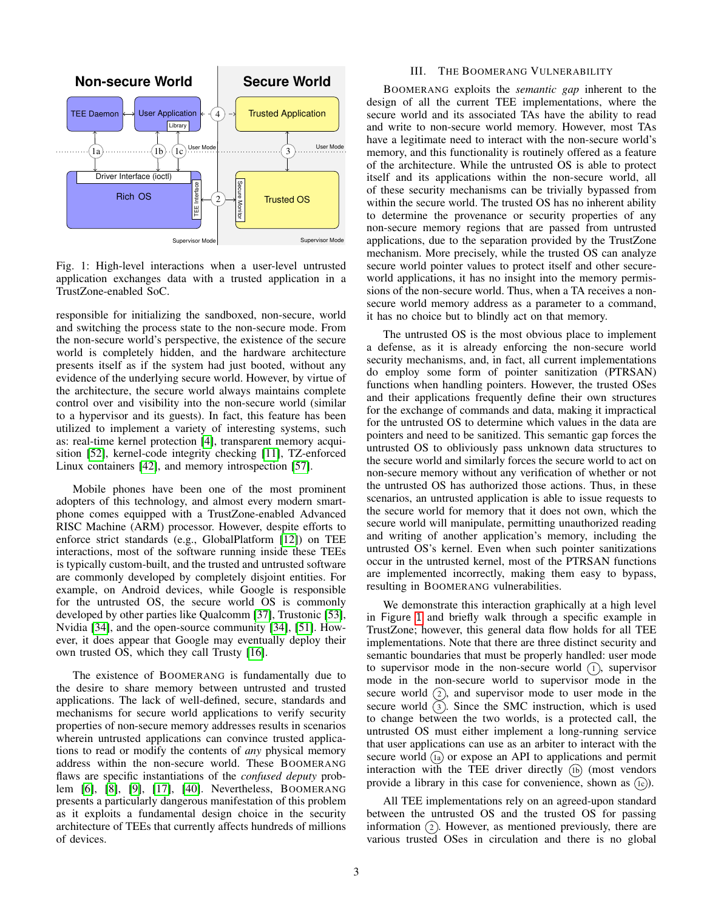Fig. 1: High-level interactions when a user-level untrusted application exchanges data with a trusted application in a TrustZone-enabled SoC.

responsible for initializing the sandboxed, non-secure, world and switching the process state to the non-secure mode. From the non-secure world's perspective, the existence of the secure world is completely hidden, and the hardware architecture presents itself as if the system had just booted, without any evidence of the underlying secure world. However, by virtue of the architecture, the secure world always maintains complete control over and visibility into the non-secure world (similar to a hypervisor and its guests). In fact, this feature has been utilized to implement a variety of interesting systems, such as: real-time kernel protection [4], transparent memory acquisition [52], kernel-code integrity checking [11], TZ-enforced Linux containers [42], and memory introspection [57].

Mobile phones have been one of the most prominent adopters of this technology, and almost every modern smartphone comes equipped with a TrustZone-enabled Advanced RISC Machine (ARM) processor. However, despite efforts to enforce strict standards (e.g., GlobalPlatform [12]) on TEE interactions, most of the software running inside these TEEs is typically custom-built, and the trusted and untrusted software are commonly developed by completely disjoint entities. For example, on Android devices, while Google is responsible for the untrusted OS, the secure world OS is commonly developed by other parties like Qualcomm [37], Trustonic [53], Nvidia [34], and the open-source community [34], [51]. However, it does appear that Google may eventually deploy their own trusted OS, which they call Trusty [16].

The existence of BOOMERANG is fundamentally due to the desire to share memory between untrusted and trusted applications. The lack of well-defined, secure, standards and mechanisms for secure world applications to verify security properties of non-secure memory addresses results in scenarios wherein untrusted applications can convince trusted applications to read or modify the contents of *any* physical memory address within the non-secure world. These BOOMERANG flaws are specific instantiations of the *confused deputy* problem [6], [8], [9], [17], [40]. Nevertheless, BOOMERANG presents a particularly dangerous manifestation of this problem as it exploits a fundamental design choice in the security architecture of TEEs that currently affects hundreds of millions of devices.

## III. THE BOOMERANG VULNERABILITY

BOOMERANG exploits the *semantic gap* inherent to the design of all the current TEE implementations, where the secure world and its associated TAs have the ability to read and write to non-secure world memory. However, most TAs have a legitimate need to interact with the non-secure world's memory, and this functionality is routinely offered as a feature of the architecture. While the untrusted OS is able to protect itself and its applications within the non-secure world, all of these security mechanisms can be trivially bypassed from within the secure world. The trusted OS has no inherent ability to determine the provenance or security properties of any non-secure memory regions that are passed from untrusted applications, due to the separation provided by the TrustZone mechanism. More precisely, while the trusted OS can analyze secure world pointer values to protect itself and other secure-world applications, it has no insight into the memory permissions of the non-secure world. Thus, when a TA receives a non-secure world memory address as a parameter to a command, it has no choice but to blindly act on that memory.

The untrusted OS is the most obvious place to implement a defense, as it is already enforcing the non-secure world security mechanisms, and, in fact, all current implementations do employ some form of pointer sanitization (PTRSAN) functions when handling pointers. However, the trusted OSes and their applications frequently define their own structures for the exchange of commands and data, making it impractical for the untrusted OS to determine which values in the data are pointers and need to be sanitized. This semantic gap forces the untrusted OS to obliviously pass unknown data structures to the secure world and similarly forces the secure world to act on non-secure memory without any verification of whether or not the untrusted OS has authorized those actions. Thus, in these scenarios, an untrusted application is able to issue requests to the secure world for memory that it does not own, which the secure world will manipulate, permitting unauthorized reading and writing of another application's memory, including the untrusted OS's kernel. Even when such pointer sanitizations occur in the untrusted kernel, most of the PTRSAN functions are implemented incorrectly, making them easy to bypass, resulting in BOOMERANG vulnerabilities.

We demonstrate this interaction graphically at a high level in Figure 1 and briefly walk through a specific example in TrustZone; however, this general data flow holds for all TEE implementations. Note that there are three distinct security and semantic boundaries that must be properly handled: user mode to supervisor mode in the non-secure world (1), supervisor mode in the non-secure world to supervisor mode in the secure world (2), and supervisor mode to user mode in the secure world (3). Since the SMC instruction, which is used to change between the two worlds, is a protected call, the untrusted OS must either implement a long-running service that user applications can use as an arbiter to interact with the secure world (1a) or expose an API to applications and permit interaction with the TEE driver directly (1b) (most vendors provide a library in this case for convenience, shown as (1c)).

All TEE implementations rely on an agreed-upon standard between the untrusted OS and the trusted OS for passing information (2). However, as mentioned previously, there are various trusted OSes in circulation and there is no global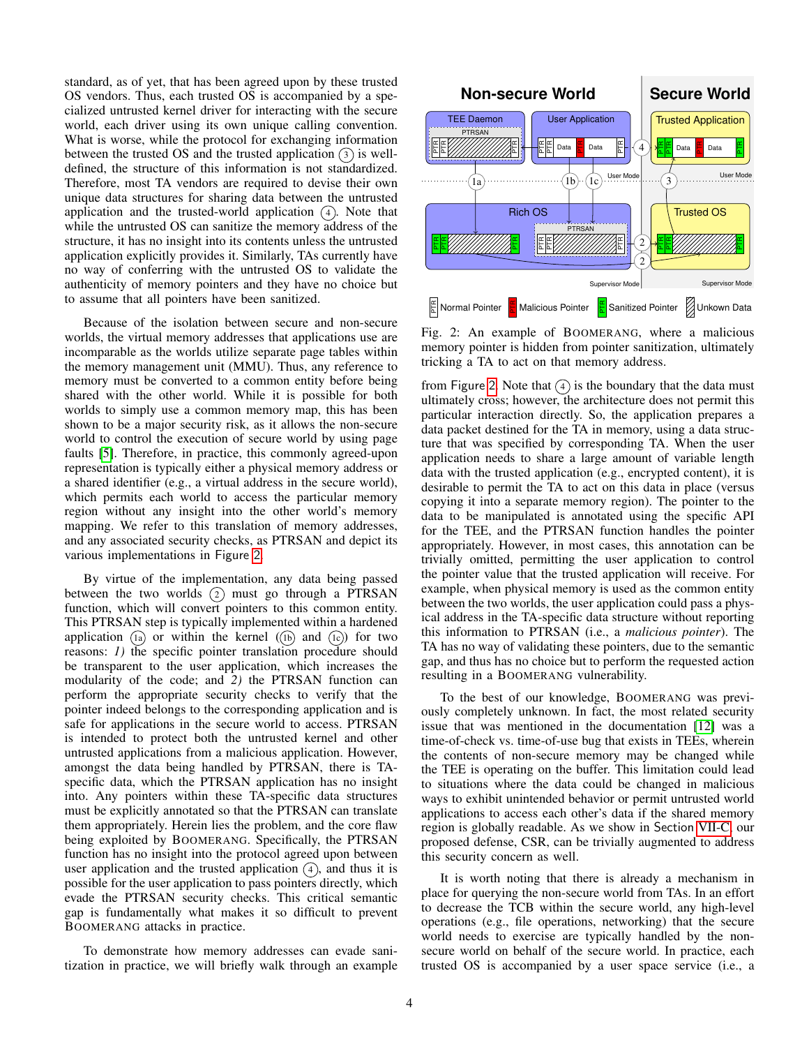standard, as of yet, that has been agreed upon by these trusted OS vendors. Thus, each trusted OS is accompanied by a specialized untrusted kernel driver for interacting with the secure world, each driver using its own unique calling convention. What is worse, while the protocol for exchanging information between the trusted OS and the trusted application (3) is well-defined, the structure of this information is not standardized. Therefore, most TA vendors are required to devise their own unique data structures for sharing data between the untrusted application and the trusted-world application (4). Note that while the untrusted OS can sanitize the memory address of the structure, it has no insight into its contents unless the untrusted application explicitly provides it. Similarly, TAs currently have no way of conferring with the untrusted OS to validate the authenticity of memory pointers and they have no choice but to assume that all pointers have been sanitized.

Because of the isolation between secure and non-secure worlds, the virtual memory addresses that applications use are incomparable as the worlds utilize separate page tables within the memory management unit (MMU). Thus, any reference to memory must be converted to a common entity before being shared with the other world. While it is possible for both worlds to simply use a common memory map, this has been shown to be a major security risk, as it allows the non-secure world to control the execution of secure world by using page faults [5]. Therefore, in practice, this commonly agreed-upon representation is typically either a physical memory address or a shared identifier (e.g., a virtual address in the secure world), which permits each world to access the particular memory region without any insight into the other world's memory mapping. We refer to this translation of memory addresses, and any associated security checks, as PTRSAN and depict its various implementations in Figure 2.

By virtue of the implementation, any data being passed between the two worlds (2) must go through a PTRSAN function, which will convert pointers to this common entity. This PTRSAN step is typically implemented within a hardened application (1a) or within the kernel ((1b) and (1c)) for two reasons: *1)* the specific pointer translation procedure should be transparent to the user application, which increases the modularity of the code; and *2)* the PTRSAN function can perform the appropriate security checks to verify that the pointer indeed belongs to the corresponding application and is safe for applications in the secure world to access. PTRSAN is intended to protect both the untrusted kernel and other untrusted applications from a malicious application. However, amongst the data being handled by PTRSAN, there is TA-specific data, which the PTRSAN application has no insight into. Any pointers within these TA-specific data structures must be explicitly annotated so that the PTRSAN can translate them appropriately. Herein lies the problem, and the core flaw being exploited by BOOMERANG. Specifically, the PTRSAN function has no insight into the protocol agreed upon between user application and the trusted application (4), and thus it is possible for the user application to pass pointers directly, which evade the PTRSAN security checks. This critical semantic gap is fundamentally what makes it so difficult to prevent BOOMERANG attacks in practice.

To demonstrate how memory addresses can evade sanitization in practice, we will briefly walk through an example from Figure 2. Note that (4) is the boundary that the data must ultimately cross; however, the architecture does not permit this particular interaction directly. So, the application prepares a data packet destined for the TA in memory, using a data structure that was specified by corresponding TA. When the user application needs to share a large amount of variable length data with the trusted application (e.g., encrypted content), it is desirable to permit the TA to act on this data in place (versus copying it into a separate memory region). The pointer to the data to be manipulated is annotated using the specific API for the TEE, and the PTRSAN function handles the pointer appropriately. However, in most cases, this annotation can be trivially omitted, permitting the user application to control the pointer value that the trusted application will receive. For example, when physical memory is used as the common entity between the two worlds, the user application could pass a physical address in the TA-specific data structure without reporting this information to PTRSAN (i.e., a *malicious pointer*). The TA has no way of validating these pointers, due to the semantic gap, and thus has no choice but to perform the requested action resulting in a BOOMERANG vulnerability.

Fig. 2: An example of BOOMERANG, where a malicious memory pointer is hidden from pointer sanitization, ultimately tricking a TA to act on that memory address.

To the best of our knowledge, BOOMERANG was previously completely unknown. In fact, the most related security issue that was mentioned in the documentation [12] was a time-of-check vs. time-of-use bug that exists in TEEs, wherein the contents of non-secure memory may be changed while the TEE is operating on the buffer. This limitation could lead to situations where the data could be changed in malicious ways to exhibit unintended behavior or permit untrusted world applications to access each other's data if the shared memory region is globally readable. As we show in Section VII-C, our proposed defense, CSR, can be trivially augmented to address this security concern as well.

It is worth noting that there is already a mechanism in place for querying the non-secure world from TAs. In an effort to decrease the TCB within the secure world, any high-level operations (e.g., file operations, networking) that the secure world needs to exercise are typically handled by the non-secure world on behalf of the secure world. In practice, each trusted OS is accompanied by a user space service (i.e., a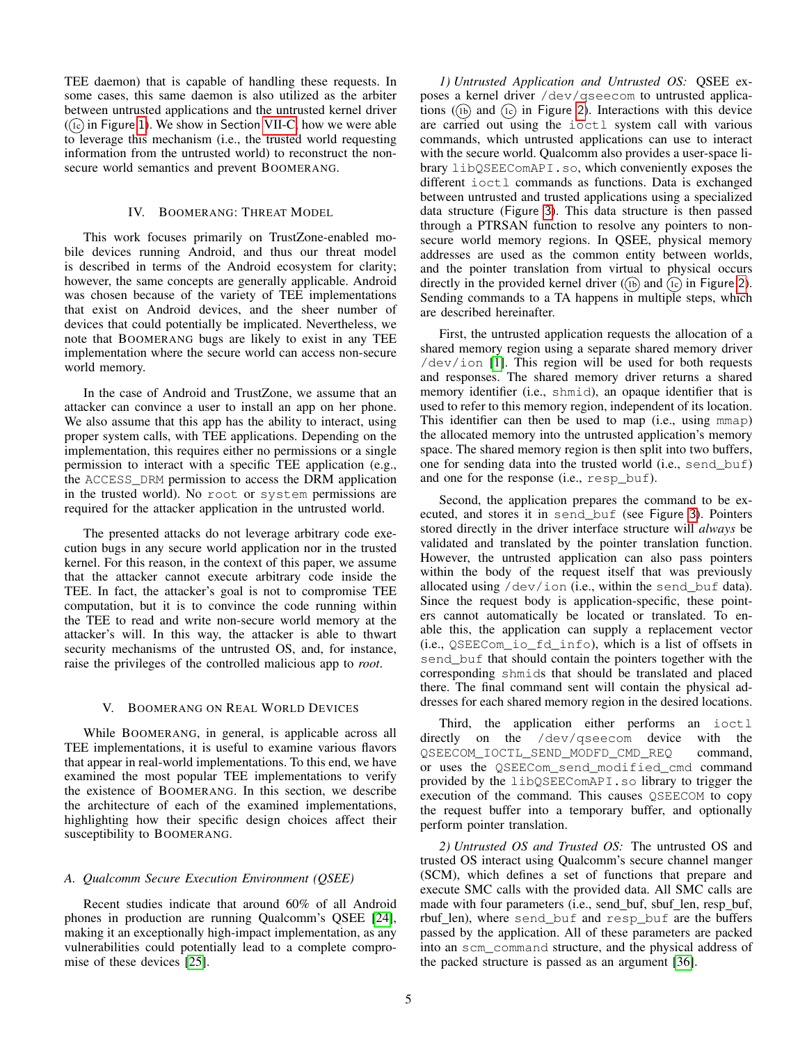TEE daemon) that is capable of handling these requests. In some cases, this same daemon is also utilized as the arbiter between untrusted applications and the untrusted kernel driver (1c in Figure 1). We show in Section VII-C how we were able to leverage this mechanism (i.e., the trusted world requesting information from the untrusted world) to reconstruct the non-secure world semantics and prevent BOOMERANG.

## IV. BOOMERANG: THREAT MODEL

This work focuses primarily on TrustZone-enabled mobile devices running Android, and thus our threat model is described in terms of the Android ecosystem for clarity; however, the same concepts are generally applicable. Android was chosen because of the variety of TEE implementations that exist on Android devices, and the sheer number of devices that could potentially be implicated. Nevertheless, we note that BOOMERANG bugs are likely to exist in any TEE implementation where the secure world can access non-secure world memory.

In the case of Android and TrustZone, we assume that an attacker can convince a user to install an app on her phone. We also assume that this app has the ability to interact, using proper system calls, with TEE applications. Depending on the implementation, this requires either no permissions or a single permission to interact with a specific TEE application (e.g., the `ACCESS_DRM` permission to access the DRM application in the trusted world). No `root` or `system` permissions are required for the attacker application in the untrusted world.

The presented attacks do not leverage arbitrary code execution bugs in any secure world application nor in the trusted kernel. For this reason, in the context of this paper, we assume that the attacker cannot execute arbitrary code inside the TEE. In fact, the attacker's goal is not to compromise TEE computation, but it is to convince the code running within the TEE to read and write non-secure world memory at the attacker's will. In this way, the attacker is able to thwart security mechanisms of the untrusted OS, and, for instance, raise the privileges of the controlled malicious app to *root*.

## V. BOOMERANG ON REAL WORLD DEVICES

While BOOMERANG, in general, is applicable across all TEE implementations, it is useful to examine various flavors that appear in real-world implementations. To this end, we have examined the most popular TEE implementations to verify the existence of BOOMERANG. In this section, we describe the architecture of each of the examined implementations, highlighting how their specific design choices affect their susceptibility to BOOMERANG.

### *A. Qualcomm Secure Execution Environment (QSEE)*

Recent studies indicate that around 60% of all Android phones in production are running Qualcomm's QSEE [24], making it an exceptionally high-impact implementation, as any vulnerabilities could potentially lead to a complete compromise of these devices [25].

*1) Untrusted Application and Untrusted OS:* QSEE exposes a kernel driver `/dev/qseecom` to untrusted applications (1b and 1c in Figure 2). Interactions with this device are carried out using the `ioctl` system call with various commands, which untrusted applications can use to interact with the secure world. Qualcomm also provides a user-space library `libQSEEComAPI.so`, which conveniently exposes the different `ioctl` commands as functions. Data is exchanged between untrusted and trusted applications using a specialized data structure (Figure 3). This data structure is then passed through a PTRSAN function to resolve any pointers to non-secure world memory regions. In QSEE, physical memory addresses are used as the common entity between worlds, and the pointer translation from virtual to physical occurs directly in the provided kernel driver (1b and 1c in Figure 2). Sending commands to a TA happens in multiple steps, which are described hereinafter.

First, the untrusted application requests the allocation of a shared memory region using a separate shared memory driver `/dev/ion` [1]. This region will be used for both requests and responses. The shared memory driver returns a shared memory identifier (i.e., `shmid`), an opaque identifier that is used to refer to this memory region, independent of its location. This identifier can then be used to map (i.e., using `mmap`) the allocated memory into the untrusted application's memory space. The shared memory region is then split into two buffers, one for sending data into the trusted world (i.e., `send_buf`) and one for the response (i.e., `resp_buf`).

Second, the application prepares the command to be executed, and stores it in `send_buf` (see Figure 3). Pointers stored directly in the driver interface structure will *always* be validated and translated by the pointer translation function. However, the untrusted application can also pass pointers within the body of the request itself that was previously allocated using `/dev/ion` (i.e., within the `send_buf` data). Since the request body is application-specific, these pointers cannot automatically be located or translated. To enable this, the application can supply a replacement vector (i.e., `QSEECom_io_fd_info`), which is a list of offsets in `send_buf` that should contain the pointers together with the corresponding `shmids` that should be translated and placed there. The final command sent will contain the physical addresses for each shared memory region in the desired locations.

Third, the application either performs an `ioctl` directly on the `/dev/qseecom` device with the `QSEECOM_IOCTL_SEND_MODFD_CMD_REQ` command, or uses the `QSEECom_send_modified_cmd` command provided by the `libQSEEComAPI.so` library to trigger the execution of the command. This causes `QSEECOM` to copy the request buffer into a temporary buffer, and optionally perform pointer translation.

*2) Untrusted OS and Trusted OS:* The untrusted OS and trusted OS interact using Qualcomm's secure channel manger (SCM), which defines a set of functions that prepare and execute SMC calls with the provided data. All SMC calls are made with four parameters (i.e., send_buf, sbuf_len, resp_buf, rbuf_len), where `send_buf` and `resp_buf` are the buffers passed by the application. All of these parameters are packed into an `scm_command` structure, and the physical address of the packed structure is passed as an argument [36].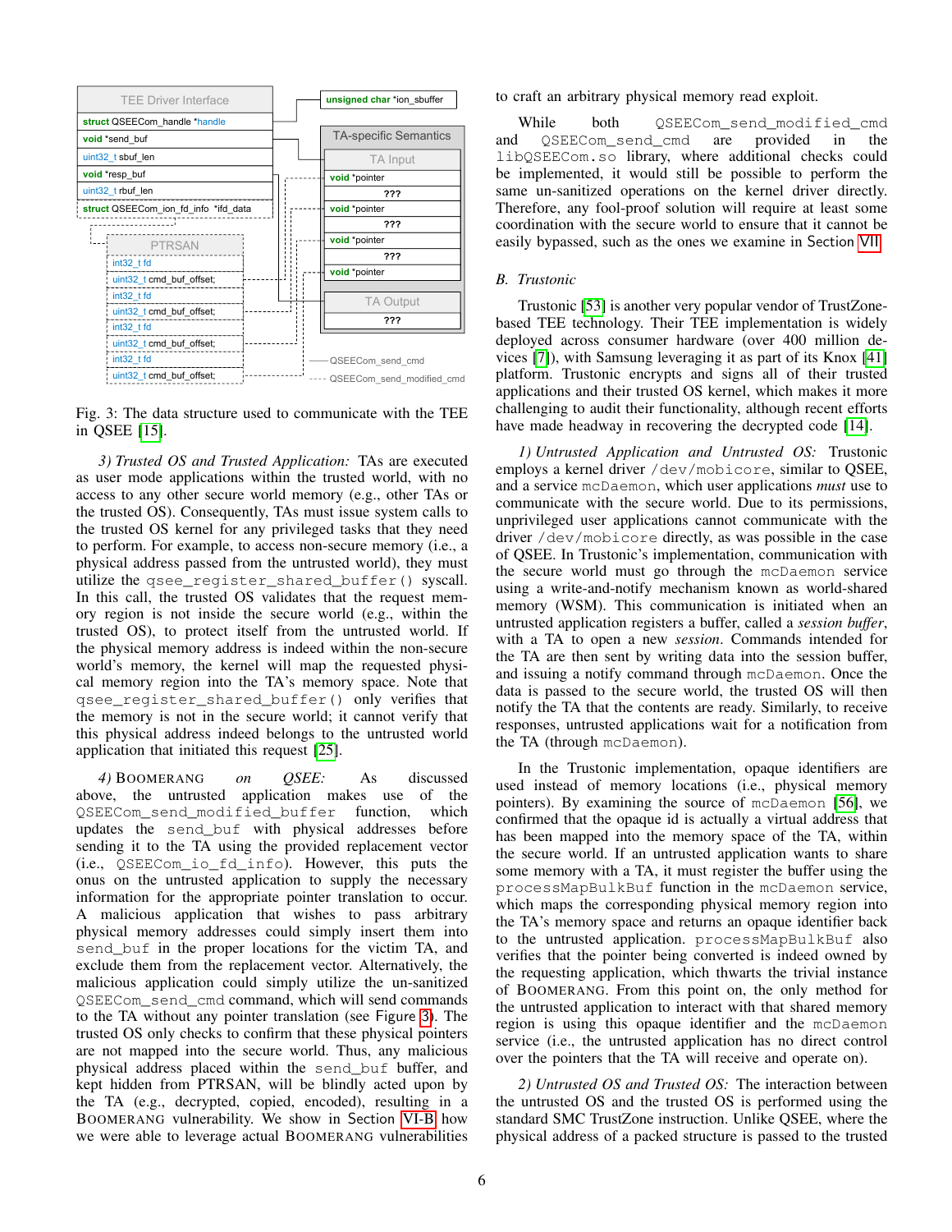Fig. 3: The data structure used to communicate with the TEE in QSEE [15].

*3) Trusted OS and Trusted Application:* TAs are executed as user mode applications within the trusted world, with no access to any other secure world memory (e.g., other TAs or the trusted OS). Consequently, TAs must issue system calls to the trusted OS kernel for any privileged tasks that they need to perform. For example, to access non-secure memory (i.e., a physical address passed from the untrusted world), they must utilize the `qsee_register_shared_buffer` syscall. In this call, the trusted OS validates that the request memory region is not inside the secure world (e.g., within the trusted OS), to protect itself from the untrusted world. If the physical memory address is indeed located within the non-secure world's memory, the kernel will map the requested physical memory region into the TA's memory space. Note that `qsee_register_shared_buffer()` only verifies that the memory is not in the secure world; it cannot verify that this physical address indeed belongs to the untrusted world application that initiated this request [25].

*4) BOOMERANG on QSEE:* As discussed above, the untrusted application makes use of the `QSEECom_send_modified_buffer` function, which updates the `send_buf` with physical addresses before sending it to the TA using the provided replacement vector (i.e., `QSEECom_io_fd_info`). However, this puts the onus on the untrusted application to supply the necessary information for the appropriate pointer translation to occur. A malicious application that wishes to pass arbitrary physical memory addresses could simply insert them into `send_buf` in the proper locations for the victim TA, and exclude them from the replacement vector. Alternatively, the malicious application could simply utilize the un-sanitized `QSEECom_send_cmd` command, which will send commands to the TA without any pointer translation (see Figure 3). The trusted OS only checks to confirm that these physical pointers are not mapped into the secure world. Thus, any malicious physical address placed within the `send_buf` buffer, and kept hidden from PTRSAN, will be blindly acted upon by the TA (e.g., decrypted, copied, encoded), resulting in a BOOMERANG vulnerability. We show in Section VI-B how we were able to leverage actual BOOMERANG vulnerabilities to craft an arbitrary physical memory read exploit.

While both `QSEECom_send_modified_cmd` and `QSEECom_send_cmd` are provided in the `libQSEECom.so` library, where additional checks could be implemented, it would still be possible to perform the same un-sanitized operations on the kernel driver directly. Therefore, any fool-proof solution will require at least some coordination with the secure world to ensure that it cannot be easily bypassed, such as the ones we examine in Section VII.

## B. Trustonic

Trustonic [53] is another very popular vendor of TrustZone-based TEE technology. Their TEE implementation is widely deployed across consumer hardware (over 400 million devices [7]), with Samsung leveraging it as part of its Knox [41] platform. Trustonic encrypts and signs all of their trusted applications and their trusted OS kernel, which makes it more challenging to audit their functionality, although recent efforts have made headway in recovering the decrypted code [14].

*1) Untrusted Application and Untrusted OS:* Trustonic employs a kernel driver `/dev/mobicore`, similar to QSEE, and a service `mcDaemon`, which user applications *must* use to communicate with the secure world. Due to its permissions, unprivileged user applications cannot communicate with the driver `/dev/mobicore` directly, as was possible in the case of QSEE. In Trustonic's implementation, communication with the secure world must go through the `mcDaemon` service using a write-and-notify mechanism known as world-shared memory (WSM). This communication is initiated when an untrusted application registers a buffer, called a *session buffer*, with a TA to open a new *session*. Commands intended for the TA are then sent by writing data into the session buffer, and issuing a notify command through `mcDaemon`. Once the data is passed to the secure world, the trusted OS will then notify the TA that the contents are ready. Similarly, to receive responses, untrusted applications wait for a notification from the TA (through `mcDaemon`).

In the Trustonic implementation, opaque identifiers are used instead of memory locations (i.e., physical memory pointers). By examining the source of `mcDaemon` [56], we confirmed that the opaque id is actually a virtual address that has been mapped into the memory space of the TA, within the secure world. If an untrusted application wants to share some memory with a TA, it must register the buffer using the `processMapBulkBuf` function in the `mcDaemon` service, which maps the corresponding physical memory region into the TA's memory space and returns an opaque identifier back to the untrusted application. `processMapBulkBuf` also verifies that the pointer being converted is indeed owned by the requesting application, which thwarts the trivial instance of BOOMERANG. From this point on, the only method for the untrusted application to interact with that shared memory region is using this opaque identifier and the `mcDaemon` service (i.e., the untrusted application has no direct control over the pointers that the TA will receive and operate on).

*2) Untrusted OS and Trusted OS:* The interaction between the untrusted OS and the trusted OS is performed using the standard SMC TrustZone instruction. Unlike QSEE, where the physical address of a packed structure is passed to the trusted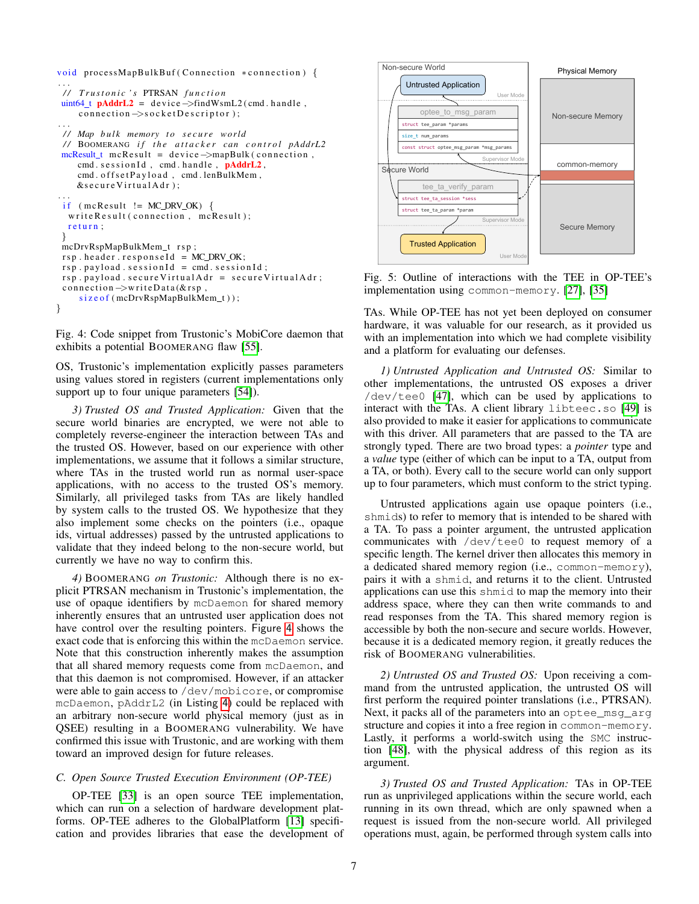```
void processMapBulkBuf(Connection *connection) {
...
 // Trustonic's PTRSAN function
 uint64_t pAddrL2 = device->findWsmL2(cmd.handle,
     connection->socketDescriptor);
...
 // Map bulk memory to secure world
 // BOOMERANG if the attacker can control pAddrL2
 mcResult_t mcResult = device->mapBulk(connection,
     cmd.sessionId, cmd.handle, pAddrL2,
     cmd.offsetPayload, cmd.lenBulkMem,
     &secureVirtualAdr);
...
 if (mcResult != MC_DRV_OK) {
   writeResult(connection, mcResult);
   return;
 }
 mcDrvRspMapBulkMem_t rsp;
 rsp.header.responseId = MC_DRV_OK;
 rsp.payload.sessionId = cmd.sessionId;
 rsp.payload.secureVirtualAdr = secureVirtualAdr;
 connection->writeData(&rsp,
     sizeof(mcDrvRspMapBulkMem_t));
}
```

Fig. 4: Code snippet from Trustonic's MobiCore daemon that exhibits a potential BOOMERANG flaw [55].

OS, Trustonic's implementation explicitly passes parameters using values stored in registers (current implementations only support up to four unique parameters [54]).

*3) Trusted OS and Trusted Application:* Given that the secure world binaries are encrypted, we were not able to completely reverse-engineer the interaction between TAs and the trusted OS. However, based on our experience with other implementations, we assume that it follows a similar structure, where TAs in the trusted world run as normal user-space applications, with no access to the trusted OS's memory. Similarly, all privileged tasks from TAs are likely handled by system calls to the trusted OS. We hypothesize that they also implement some checks on the pointers (i.e., opaque ids, virtual addresses) passed by the untrusted applications to validate that they indeed belong to the non-secure world, but currently we have no way to confirm this.

*4) BOOMERANG on Trustonic:* Although there is no explicit PTRSAN mechanism in Trustonic's implementation, the use of opaque identifiers by `mcDaemon` for shared memory inherently ensures that an untrusted user application does not have control over the resulting pointers. Figure 4 shows the exact code that is enforcing this within the `mcDaemon` service. Note that this construction inherently makes the assumption that all shared memory requests come from `mcDaemon`, and that this daemon is not compromised. However, if an attacker were able to gain access to `/dev/mobicore`, or compromise `mcDaemon`, pAddrL2 (in Listing 4) could be replaced with an arbitrary non-secure world physical memory (just as in QSEE) resulting in a BOOMERANG vulnerability. We have confirmed this issue with Trustonic, and are working with them toward an improved design for future releases.

### C. Open Source Trusted Execution Environment (OP-TEE)

OP-TEE [33] is an open source TEE implementation, which can run on a selection of hardware development platforms. OP-TEE adheres to the GlobalPlatform [13] specification and provides libraries that ease the development of

Fig. 5: Outline of interactions with the TEE in OP-TEE's implementation using `common-memory`. [27], [35]

TAs. While OP-TEE has not yet been deployed on consumer hardware, it was valuable for our research, as it provided us with an implementation into which we had complete visibility and a platform for evaluating our defenses.

*1) Untrusted Application and Untrusted OS:* Similar to other implementations, the untrusted OS exposes a driver `/dev/tee0` [47], which can be used by applications to interact with the TAs. A client library `libteec.so` [49] is also provided to make it easier for applications to communicate with this driver. All parameters that are passed to the TA are strongly typed. There are two broad types: a *pointer* type and a *value* type (either of which can be input to a TA, output from a TA, or both). Every call to the secure world can only support up to four parameters, which must conform to the strict typing.

Untrusted applications again use opaque pointers (i.e., `shmid`s) to refer to memory that is intended to be shared with a TA. To pass a pointer argument, the untrusted application communicates with `/dev/tee0` to request memory of a specific length. The kernel driver then allocates this memory in a dedicated shared memory region (i.e., `common-memory`), pairs it with a `shmid`, and returns it to the client. Untrusted applications can use this `shmid` to map the memory into their address space, where they can then write commands to and read responses from the TA. This shared memory region is accessible by both the non-secure and secure worlds. However, because it is a dedicated memory region, it greatly reduces the risk of BOOMERANG vulnerabilities.

*2) Untrusted OS and Trusted OS:* Upon receiving a command from the untrusted application, the untrusted OS will first perform the required pointer translations (i.e., PTRSAN). Next, it packs all of the parameters into an `optee_msg_arg` structure and copies it into a free region in `common-memory`. Lastly, it performs a world-switch using the `SMC` instruction [48], with the physical address of this region as its argument.

*3) Trusted OS and Trusted Application:* TAs in OP-TEE run as unprivileged applications within the secure world, each running in its own thread, which are only spawned when a request is issued from the non-secure world. All privileged operations must, again, be performed through system calls into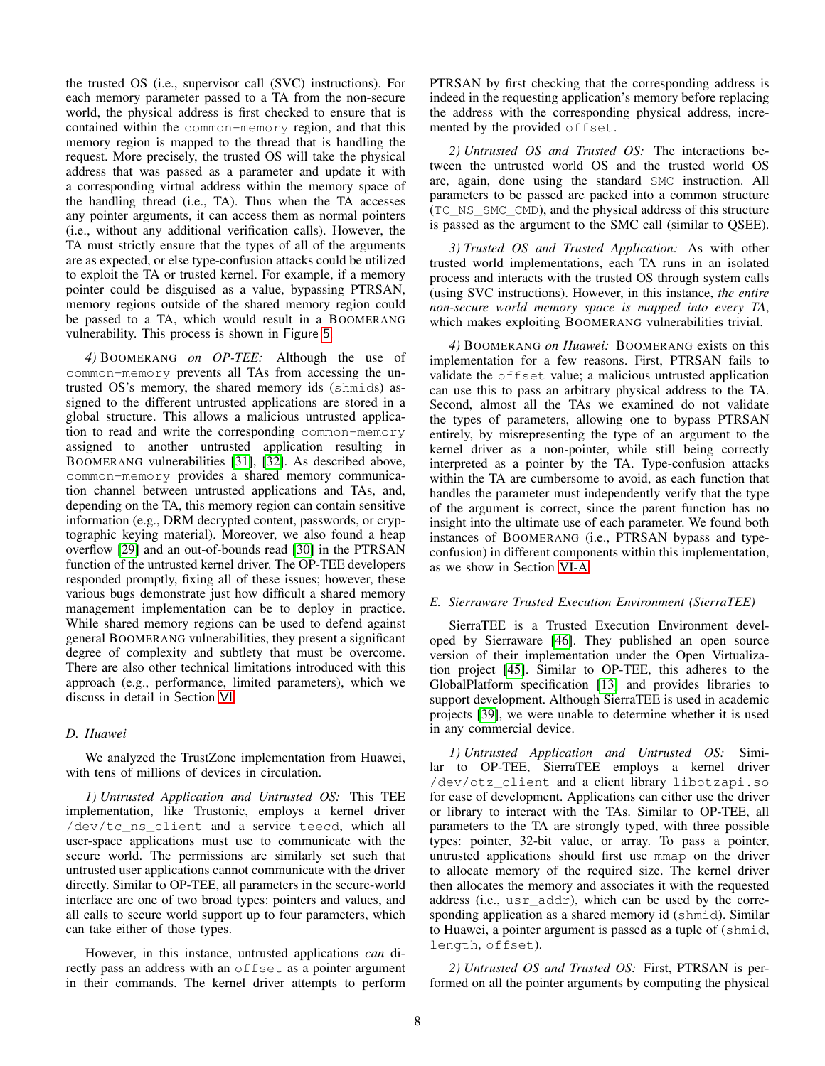the trusted OS (i.e., supervisor call (SVC) instructions). For each memory parameter passed to a TA from the non-secure world, the physical address is first checked to ensure that is contained within the `common-memory` region, and that this memory region is mapped to the thread that is handling the request. More precisely, the trusted OS will take the physical address that was passed as a parameter and update it with a corresponding virtual address within the memory space of the handling thread (i.e., TA). Thus when the TA accesses any pointer arguments, it can access them as normal pointers (i.e., without any additional verification calls). However, the TA must strictly ensure that the types of all of the arguments are as expected, or else type-confusion attacks could be utilized to exploit the TA or trusted kernel. For example, if a memory pointer could be disguised as a value, bypassing PTRSAN, memory regions outside of the shared memory region could be passed to a TA, which would result in a BOOMERANG vulnerability. This process is shown in Figure 5.

*4) BOOMERANG on OP-TEE:* Although the use of `common-memory` prevents all TAs from accessing the untrusted OS's memory, the shared memory ids (`shmids`) assigned to the different untrusted applications are stored in a global structure. This allows a malicious untrusted application to read and write the corresponding `common-memory` assigned to another untrusted application resulting in BOOMERANG vulnerabilities [31], [32]. As described above, `common-memory` provides a shared memory communication channel between untrusted applications and TAs, and, depending on the TA, this memory region can contain sensitive information (e.g., DRM decrypted content, passwords, or cryptographic keying material). Moreover, we also found a heap overflow [29] and an out-of-bounds read [30] in the PTRSAN function of the untrusted kernel driver. The OP-TEE developers responded promptly, fixing all of these issues; however, these various bugs demonstrate just how difficult a shared memory management implementation can be to deploy in practice. While shared memory regions can be used to defend against general BOOMERANG vulnerabilities, they present a significant degree of complexity and subtlety that must be overcome. There are also other technical limitations introduced with this approach (e.g., performance, limited parameters), which we discuss in detail in Section VI.

### D. Huawei

We analyzed the TrustZone implementation from Huawei, with tens of millions of devices in circulation.

*1) Untrusted Application and Untrusted OS:* This TEE implementation, like Trustonic, employs a kernel driver `/dev/tc_ns_client` and a service `teecd`, which all user-space applications must use to communicate with the secure world. The permissions are similarly set such that untrusted user applications cannot communicate with the driver directly. Similar to OP-TEE, all parameters in the secure-world interface are one of two broad types: pointers and values, and all calls to secure world support up to four parameters, which can take either of those types.

However, in this instance, untrusted applications *can* directly pass an address with an `offset` as a pointer argument in their commands. The kernel driver attempts to perform PTRSAN by first checking that the corresponding address is indeed in the requesting application's memory before replacing the address with the corresponding physical address, incremented by the provided `offset`.

*2) Untrusted OS and Trusted OS:* The interactions between the untrusted world OS and the trusted world OS are, again, done using the standard `SMC` instruction. All parameters to be passed are packed into a common structure (`TC_NS_SMC_CMD`), and the physical address of this structure is passed as the argument to the SMC call (similar to QSEE).

*3) Trusted OS and Trusted Application:* As with other trusted world implementations, each TA runs in an isolated process and interacts with the trusted OS through system calls (using SVC instructions). However, in this instance, *the entire non-secure world memory space is mapped into every TA*, which makes exploiting BOOMERANG vulnerabilities trivial.

*4) BOOMERANG on Huawei:* BOOMERANG exists on this implementation for a few reasons. First, PTRSAN fails to validate the `offset` value; a malicious untrusted application can use this to pass an arbitrary physical address to the TA. Second, almost all the TAs we examined do not validate the types of parameters, allowing one to bypass PTRSAN entirely, by misrepresenting the type of an argument to the kernel driver as a non-pointer, while still being correctly interpreted as a pointer by the TA. Type-confusion attacks within the TA are cumbersome to avoid, as each function that handles the parameter must independently verify that the type of the argument is correct, since the parent function has no insight into the ultimate use of each parameter. We found both instances of BOOMERANG (i.e., PTRSAN bypass and type-confusion) in different components within this implementation, as we show in Section VI-A.

### E. Sierraware Trusted Execution Environment (SierraTEE)

SierraTEE is a Trusted Execution Environment developed by Sierraware [46]. They published an open source version of their implementation under the Open Virtualization project [45]. Similar to OP-TEE, this adheres to the GlobalPlatform specification [13] and provides libraries to support development. Although SierraTEE is used in academic projects [39], we were unable to determine whether it is used in any commercial device.

*1) Untrusted Application and Untrusted OS:* Similar to OP-TEE, SierraTEE employs a kernel driver `/dev/otz_client` and a client library `libotzapi.so` for ease of development. Applications can either use the driver or library to interact with the TAs. Similar to OP-TEE, all parameters to the TA are strongly typed, with three possible types: pointer, 32-bit value, or array. To pass a pointer, untrusted applications should first use `mmap` on the driver to allocate memory of the required size. The kernel driver then allocates the memory and associates it with the requested address (i.e., `usr_addr`), which can be used by the corresponding application as a shared memory id (`shmid`). Similar to Huawei, a pointer argument is passed as a tuple of (`shmid`, `length`, `offset`).

*2) Untrusted OS and Trusted OS:* First, PTRSAN is performed on all the pointer arguments by computing the physical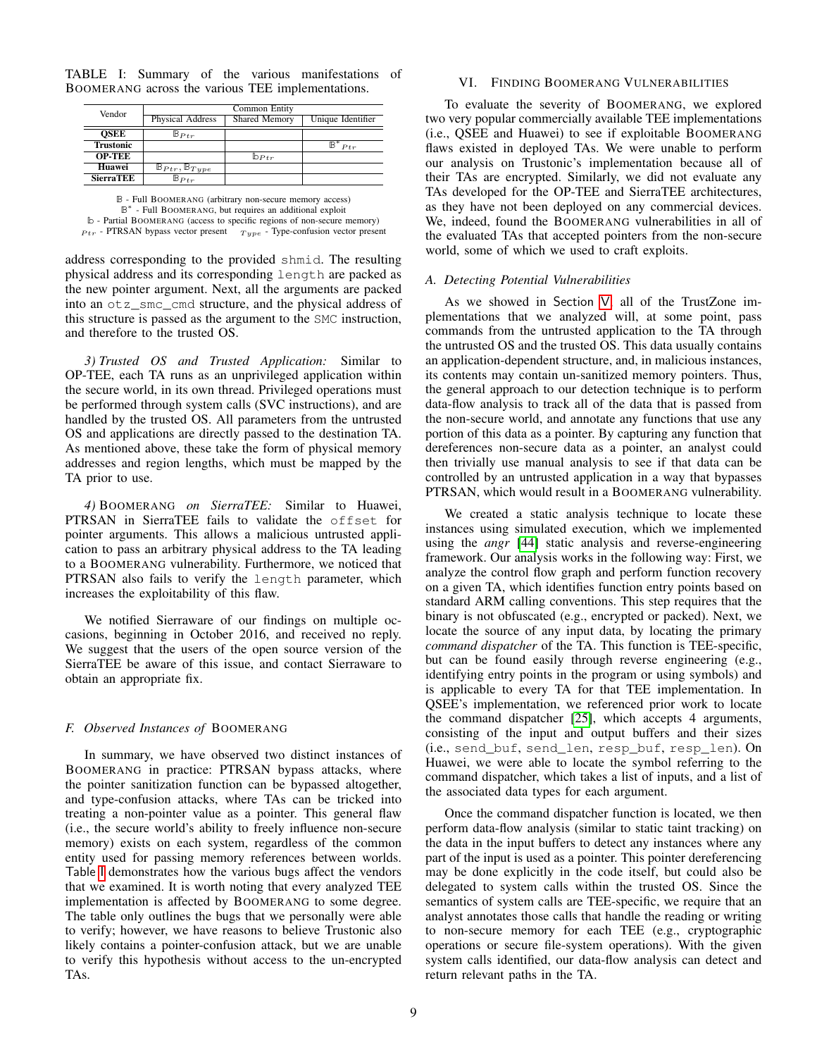TABLE I: Summary of the various manifestations of BOOMERANG across the various TEE implementations.

| Vendor | Common Entity | | |
|---|---|---|---|
| | Physical Address | Shared Memory | Unique Identifier |
| **QSEE** | $\mathbb{B}_{Ptr}$ | | |
| **Trustonic** | | | $\mathbb{B}^*_{Ptr}$ |
| **OP-TEE** | | $\mathbb{b}_{Ptr}$ | |
| **Huawei** | $\mathbb{B}_{Ptr}, \mathbb{B}_{Type}$ | | |
| **SierraTEE** | $\mathbb{B}_{Ptr}$ | | |

$\mathbb{B}$ - Full BOOMERANG (arbitrary non-secure memory access)
$\mathbb{B}^*$ - Full BOOMERANG, but requires an additional exploit
$\mathbb{b}$ - Partial BOOMERANG (access to specific regions of non-secure memory)
$_{Ptr}$ - PTRSAN bypass vector present $_{Type}$ - Type-confusion vector present

address corresponding to the provided `shmid`. The resulting physical address and its corresponding `length` are packed as the new pointer argument. Next, all the arguments are packed into an `otz_smc_cmd` structure, and the physical address of this structure is passed as the argument to the `SMC` instruction, and therefore to the trusted OS.

*3) Trusted OS and Trusted Application:* Similar to OP-TEE, each TA runs as an unprivileged application within the secure world, in its own thread. Privileged operations must be performed through system calls (SVC instructions), and are handled by the trusted OS. All parameters from the untrusted OS and applications are directly passed to the destination TA. As mentioned above, these take the form of physical memory addresses and region lengths, which must be mapped by the TA prior to use.

*4) BOOMERANG on SierraTEE:* Similar to Huawei, PTRSAN in SierraTEE fails to validate the `offset` for pointer arguments. This allows a malicious untrusted application to pass an arbitrary physical address to the TA leading to a BOOMERANG vulnerability. Furthermore, we noticed that PTRSAN also fails to verify the `length` parameter, which increases the exploitability of this flaw.

We notified Sierraware of our findings on multiple occasions, beginning in October 2016, and received no reply. We suggest that the users of the open source version of the SierraTEE be aware of this issue, and contact Sierraware to obtain an appropriate fix.

### F. Observed Instances of BOOMERANG

In summary, we have observed two distinct instances of BOOMERANG in practice: PTRSAN bypass attacks, where the pointer sanitization function can be bypassed altogether, and type-confusion attacks, where TAs can be tricked into treating a non-pointer value as a pointer. This general flaw (i.e., the secure world's ability to freely influence non-secure memory) exists on each system, regardless of the common entity used for passing memory references between worlds. Table I demonstrates how the various bugs affect the vendors that we examined. It is worth noting that every analyzed TEE implementation is affected by BOOMERANG to some degree. The table only outlines the bugs that we personally were able to verify; however, we have reasons to believe Trustonic also likely contains a pointer-confusion attack, but we are unable to verify this hypothesis without access to the un-encrypted TAs.

## VI. FINDING BOOMERANG VULNERABILITIES

To evaluate the severity of BOOMERANG, we explored two very popular commercially available TEE implementations (i.e., QSEE and Huawei) to see if exploitable BOOMERANG flaws existed in deployed TAs. We were unable to perform our analysis on Trustonic's implementation because all of their TAs are encrypted. Similarly, we did not evaluate any TAs developed for the OP-TEE and SierraTEE architectures, as they have not been deployed on any commercial devices. We, indeed, found the BOOMERANG vulnerabilities in all of the evaluated TAs that accepted pointers from the non-secure world, some of which we used to craft exploits.

### A. Detecting Potential Vulnerabilities

As we showed in Section V, all of the TrustZone implementations that we analyzed will, at some point, pass commands from the untrusted application to the TA through the untrusted OS and the trusted OS. This data usually contains an application-dependent structure, and, in malicious instances, its contents may contain un-sanitized memory pointers. Thus, the general approach to our detection technique is to perform data-flow analysis to track all of the data that is passed from the non-secure world, and annotate any functions that use any portion of this data as a pointer. By capturing any function that dereferences non-secure data as a pointer, an analyst could then trivially use manual analysis to see if that data can be controlled by an untrusted application in a way that bypasses PTRSAN, which would result in a BOOMERANG vulnerability.

We created a static analysis technique to locate these instances using simulated execution, which we implemented using the *angr* [44] static analysis and reverse-engineering framework. Our analysis works in the following way: First, we analyze the control flow graph and perform function recovery on a given TA, which identifies function entry points based on standard ARM calling conventions. This step requires that the binary is not obfuscated (e.g., encrypted or packed). Next, we locate the source of any input data, by locating the primary *command dispatcher* of the TA. This function is TEE-specific, but can be found easily through reverse engineering (e.g., identifying entry points in the program or using symbols) and is applicable to every TA for that TEE implementation. In QSEE's implementation, we referenced prior work to locate the command dispatcher [25], which accepts 4 arguments, consisting of the input and output buffers and their sizes (i.e., `send_buf`, `send_len`, `resp_buf`, `resp_len`). On Huawei, we were able to locate the symbol referring to the command dispatcher, which takes a list of inputs, and a list of the associated data types for each argument.

Once the command dispatcher function is located, we then perform data-flow analysis (similar to static taint tracking) on the data in the input buffers to detect any instances where any part of the input is used as a pointer. This pointer dereferencing may be done explicitly in the code itself, but could also be delegated to system calls within the trusted OS. Since the semantics of system calls are TEE-specific, we require that an analyst annotates those calls that handle the reading or writing to non-secure memory for each TEE (e.g., cryptographic operations or secure file-system operations). With the given system calls identified, our data-flow analysis can detect and return relevant paths in the TA.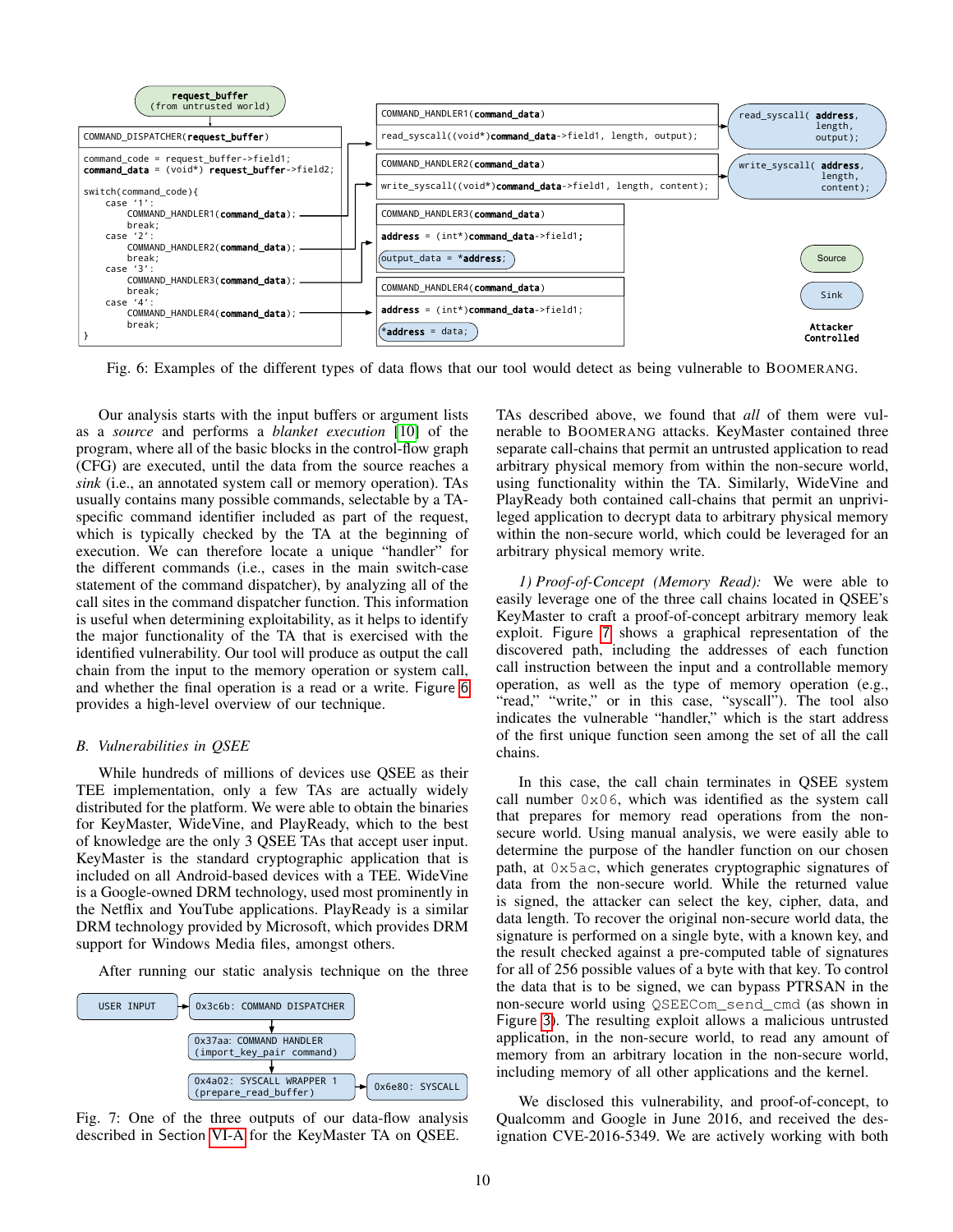```
request_buffer
(from untrusted world)

COMMAND_DISPATCHER(request_buffer)

command_code = request_buffer->field1;
command_data = (void*) request_buffer->field2;

switch(command_code){
    case '1':
        COMMAND_HANDLER1(command_data);
        break;
    case '2':
        COMMAND_HANDLER2(command_data);
        break;
    case '3':
        COMMAND_HANDLER3(command_data);
        break;
    case '4':
        COMMAND_HANDLER4(command_data);
        break;
}

COMMAND_HANDLER1(command_data)
read_syscall((void*)command_data->field1, length, output);
    -> read_syscall( address, length, output);

COMMAND_HANDLER2(command_data)
write_syscall((void*)command_data->field1, length, content);
    -> write_syscall( address, length, content);

COMMAND_HANDLER3(command_data)
address = (int*)command_data->field1;
output_data = *address;

COMMAND_HANDLER4(command_data)
address = (int*)command_data->field1;
*address = data;

Legend: Source, Sink, Attacker Controlled
```

Fig. 6: Examples of the different types of data flows that our tool would detect as being vulnerable to BOOMERANG.

Our analysis starts with the input buffers or argument lists as a *source* and performs a *blanket execution* [10] of the program, where all of the basic blocks in the control-flow graph (CFG) are executed, until the data from the source reaches a *sink* (i.e., an annotated system call or memory operation). TAs usually contains many possible commands, selectable by a TA-specific command identifier included as part of the request, which is typically checked by the TA at the beginning of execution. We can therefore locate a unique "handler" for the different commands (i.e., cases in the main switch-case statement of the command dispatcher), by analyzing all of the call sites in the command dispatcher function. This information is useful when determining exploitability, as it helps to identify the major functionality of the TA that is exercised with the identified vulnerability. Our tool will produce as output the call chain from the input to the memory operation or system call, and whether the final operation is a read or a write. Figure 6 provides a high-level overview of our technique.

### B. Vulnerabilities in QSEE

While hundreds of millions of devices use QSEE as their TEE implementation, only a few TAs are actually widely distributed for the platform. We were able to obtain the binaries for KeyMaster, WideVine, and PlayReady, which to the best of knowledge are the only 3 QSEE TAs that accept user input. KeyMaster is the standard cryptographic application that is included on all Android-based devices with a TEE. WideVine is a Google-owned DRM technology, used most prominently in the Netflix and YouTube applications. PlayReady is a similar DRM technology provided by Microsoft, which provides DRM support for Windows Media files, amongst others.

After running our static analysis technique on the three TAs described above, we found that *all* of them were vulnerable to BOOMERANG attacks. KeyMaster contained three separate call-chains that permit an untrusted application to read arbitrary physical memory from within the non-secure world, using functionality within the TA. Similarly, WideVine and PlayReady both contained call-chains that permit an unprivileged application to decrypt data to arbitrary physical memory within the non-secure world, which could be leveraged for an arbitrary physical memory write.

```
USER INPUT -> 0x3c6b: COMMAND DISPATCHER
           -> 0x37aa: COMMAND HANDLER (import_key_pair command)
           -> 0x4a02: SYSCALL WRAPPER 1 (prepare_read_buffer)
           -> 0x6e80: SYSCALL
```

Fig. 7: One of the three outputs of our data-flow analysis described in Section VI-A for the KeyMaster TA on QSEE.

*1) Proof-of-Concept (Memory Read):* We were able to easily leverage one of the three call chains located in QSEE's KeyMaster to craft a proof-of-concept arbitrary memory leak exploit. Figure 7 shows a graphical representation of the discovered path, including the addresses of each function call instruction between the input and a controllable memory operation, as well as the type of memory operation (e.g., "read," "write," or in this case, "syscall"). The tool also indicates the vulnerable "handler," which is the start address of the first unique function seen among the set of all the call chains.

In this case, the call chain terminates in QSEE system call number `0x06`, which was identified as the system call that prepares for memory read operations from the non-secure world. Using manual analysis, we were easily able to determine the purpose of the handler function on our chosen path, at `0x5ac`, which generates cryptographic signatures of data from the non-secure world. While the returned value is signed, the attacker can select the key, cipher, data, and data length. To recover the original non-secure world data, the signature is performed on a single byte, with a known key, and the result checked against a pre-computed table of signatures for all of 256 possible values of a byte with that key. To control the data that is to be signed, we can bypass PTRSAN in the non-secure world using `QSEECom_send_cmd` (as shown in Figure 3). The resulting exploit allows a malicious untrusted application, in the non-secure world, to read any amount of memory from an arbitrary location in the non-secure world, including memory of all other applications and the kernel.

We disclosed this vulnerability, and proof-of-concept, to Qualcomm and Google in June 2016, and received the designation CVE-2016-5349. We are actively working with both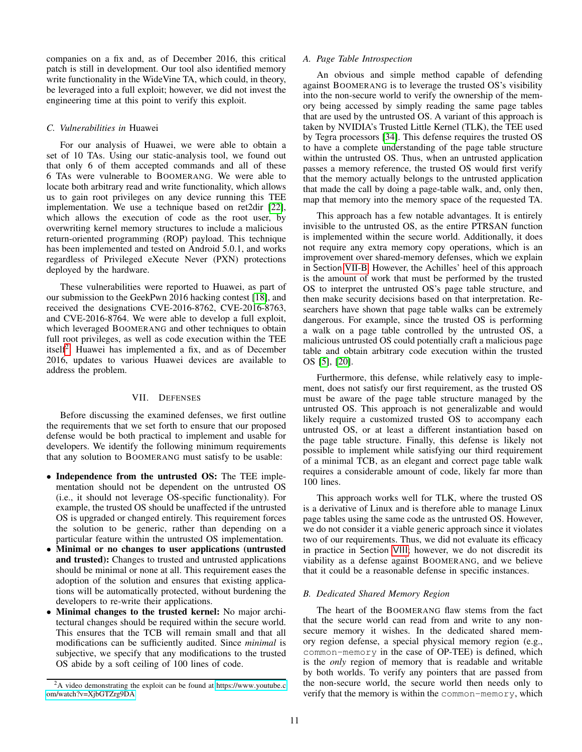companies on a fix and, as of December 2016, this critical patch is still in development. Our tool also identified memory write functionality in the WideVine TA, which could, in theory, be leveraged into a full exploit; however, we did not invest the engineering time at this point to verify this exploit.

### C. Vulnerabilities in Huawei

For our analysis of Huawei, we were able to obtain a set of 10 TAs. Using our static-analysis tool, we found out that only 6 of them accepted commands and all of these 6 TAs were vulnerable to BOOMERANG. We were able to locate both arbitrary read and write functionality, which allows us to gain root privileges on any device running this TEE implementation. We use a technique based on ret2dir [22], which allows the execution of code as the root user, by overwriting kernel memory structures to include a malicious return-oriented programming (ROP) payload. This technique has been implemented and tested on Android 5.0.1, and works regardless of Privileged eXecute Never (PXN) protections deployed by the hardware.

These vulnerabilities were reported to Huawei, as part of our submission to the GeekPwn 2016 hacking contest [18], and received the designations CVE-2016-8762, CVE-2016-8763, and CVE-2016-8764. We were able to develop a full exploit, which leveraged BOOMERANG and other techniques to obtain full root privileges, as well as code execution within the TEE itself[2]. Huawei has implemented a fix, and as of December 2016, updates to various Huawei devices are available to address the problem.

## VII. DEFENSES

Before discussing the examined defenses, we first outline the requirements that we set forth to ensure that our proposed defense would be both practical to implement and usable for developers. We identify the following minimum requirements that any solution to BOOMERANG must satisfy to be usable:

- **Independence from the untrusted OS:** The TEE implementation should not be dependent on the untrusted OS (i.e., it should not leverage OS-specific functionality). For example, the trusted OS should be unaffected if the untrusted OS is upgraded or changed entirely. This requirement forces the solution to be generic, rather than depending on a particular feature within the untrusted OS implementation.
- **Minimal or no changes to user applications (untrusted and trusted):** Changes to trusted and untrusted applications should be minimal or none at all. This requirement eases the adoption of the solution and ensures that existing applications will be automatically protected, without burdening the developers to re-write their applications.
- **Minimal changes to the trusted kernel:** No major architectural changes should be required within the secure world. This ensures that the TCB will remain small and that all modifications can be sufficiently audited. Since *minimal* is subjective, we specify that any modifications to the trusted OS abide by a soft ceiling of 100 lines of code.

[2] A video demonstrating the exploit can be found at https://www.youtube.com/watch?v=XjbGTZrg9DA

### A. Page Table Introspection

An obvious and simple method capable of defending against BOOMERANG is to leverage the trusted OS's visibility into the non-secure world to verify the ownership of the memory being accessed by simply reading the same page tables that are used by the untrusted OS. A variant of this approach is taken by NVIDIA's Trusted Little Kernel (TLK), the TEE used by Tegra processors [34]. This defense requires the trusted OS to have a complete understanding of the page table structure within the untrusted OS. Thus, when an untrusted application passes a memory reference, the trusted OS would first verify that the memory actually belongs to the untrusted application that made the call by doing a page-table walk, and, only then, map that memory into the memory space of the requested TA.

This approach has a few notable advantages. It is entirely invisible to the untrusted OS, as the entire PTRSAN function is implemented within the secure world. Additionally, it does not require any extra memory copy operations, which is an improvement over shared-memory defenses, which we explain in Section VII-B. However, the Achilles' heel of this approach is the amount of work that must be performed by the trusted OS to interpret the untrusted OS's page table structure, and then make security decisions based on that interpretation. Researchers have shown that page table walks can be extremely dangerous. For example, since the trusted OS is performing a walk on a page table controlled by the untrusted OS, a malicious untrusted OS could potentially craft a malicious page table and obtain arbitrary code execution within the trusted OS [5], [20].

Furthermore, this defense, while relatively easy to implement, does not satisfy our first requirement, as the trusted OS must be aware of the page table structure managed by the untrusted OS. This approach is not generalizable and would likely require a customized trusted OS to accompany each untrusted OS, or at least a different instantiation based on the page table structure. Finally, this defense is likely not possible to implement while satisfying our third requirement of a minimal TCB, as an elegant and correct page table walk requires a considerable amount of code, likely far more than 100 lines.

This approach works well for TLK, where the trusted OS is a derivative of Linux and is therefore able to manage Linux page tables using the same code as the untrusted OS. However, we do not consider it a viable generic approach since it violates two of our requirements. Thus, we did not evaluate its efficacy in Section VIII; however, we do not discredit its viability as a defense against BOOMERANG, and we believe that it could be a reasonable defense in specific instances.

### B. Dedicated Shared Memory Region

The heart of the BOOMERANG flaw stems from the fact that the secure world can read from and write to any non-secure memory it wishes. In the dedicated shared memory region defense, a special physical memory region (e.g., `common-memory` in the case of OP-TEE) is defined, which is the *only* region of memory that is readable and writable by both worlds. To verify any pointers that are passed from the non-secure world, the secure world then needs only to verify that the memory is within the `common-memory`, which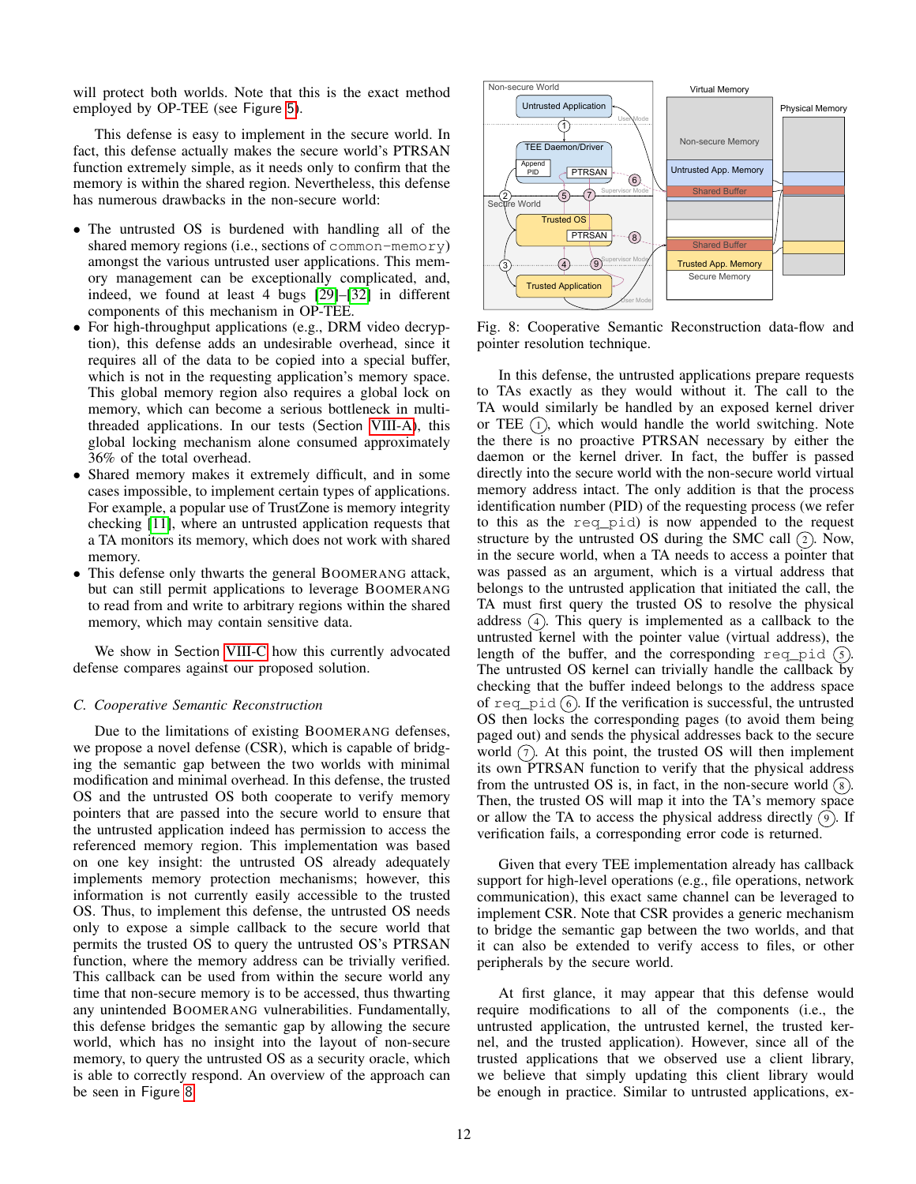will protect both worlds. Note that this is the exact method employed by OP-TEE (see Figure 5).

This defense is easy to implement in the secure world. In fact, this defense actually makes the secure world's PTRSAN function extremely simple, as it needs only to confirm that the memory is within the shared region. Nevertheless, this defense has numerous drawbacks in the non-secure world:

- The untrusted OS is burdened with handling all of the shared memory regions (i.e., sections of `common-memory`) amongst the various untrusted user applications. This memory management can be exceptionally complicated, and, indeed, we found at least 4 bugs [29]–[32] in different components of this mechanism in OP-TEE.
- For high-throughput applications (e.g., DRM video decryption), this defense adds an undesirable overhead, since it requires all of the data to be copied into a special buffer, which is not in the requesting application's memory space. This global memory region also requires a global lock on memory, which can become a serious bottleneck in multi-threaded applications. In our tests (Section VIII-A), this global locking mechanism alone consumed approximately 36% of the total overhead.
- Shared memory makes it extremely difficult, and in some cases impossible, to implement certain types of applications. For example, a popular use of TrustZone is memory integrity checking [11], where an untrusted application requests that a TA monitors its memory, which does not work with shared memory.
- This defense only thwarts the general BOOMERANG attack, but can still permit applications to leverage BOOMERANG to read from and write to arbitrary regions within the shared memory, which may contain sensitive data.

We show in Section VIII-C how this currently advocated defense compares against our proposed solution.

### C. Cooperative Semantic Reconstruction

Due to the limitations of existing BOOMERANG defenses, we propose a novel defense (CSR), which is capable of bridging the semantic gap between the two worlds with minimal modification and minimal overhead. In this defense, the trusted OS and the untrusted OS both cooperate to verify memory pointers that are passed into the secure world to ensure that the untrusted application indeed has permission to access the referenced memory region. This implementation was based on one key insight: the untrusted OS already adequately implements memory protection mechanisms; however, this information is not currently easily accessible to the trusted OS. Thus, to implement this defense, the untrusted OS needs only to expose a simple callback to the secure world that permits the trusted OS to query the untrusted OS's PTRSAN function, where the memory address can be trivially verified. This callback can be used from within the secure world any time that non-secure memory is to be accessed, thus thwarting any unintended BOOMERANG vulnerabilities. Fundamentally, this defense bridges the semantic gap by allowing the secure world, which has no insight into the layout of non-secure memory, to query the untrusted OS as a security oracle, which is able to correctly respond. An overview of the approach can be seen in Figure 8.

Fig. 8: Cooperative Semantic Reconstruction data-flow and pointer resolution technique.

In this defense, the untrusted applications prepare requests to TAs exactly as they would without it. The call to the TA would similarly be handled by an exposed kernel driver or TEE (1), which would handle the world switching. Note the there is no proactive PTRSAN necessary by either the daemon or the kernel driver. In fact, the buffer is passed directly into the secure world with the non-secure world virtual memory address intact. The only addition is that the process identification number (PID) of the requesting process (we refer to this as the `req_pid`) is now appended to the request structure by the untrusted OS during the SMC call (2). Now, in the secure world, when a TA needs to access a pointer that was passed as an argument, which is a virtual address that belongs to the untrusted application that initiated the call, the TA must first query the trusted OS to resolve the physical address (4). This query is implemented as a callback to the untrusted kernel with the pointer value (virtual address), the length of the buffer, and the corresponding `req_pid` (5). The untrusted OS kernel can trivially handle the callback by checking that the buffer indeed belongs to the address space of `req_pid` (6). If the verification is successful, the untrusted OS then locks the corresponding pages (to avoid them being paged out) and sends the physical addresses back to the secure world (7). At this point, the trusted OS will then implement its own PTRSAN function to verify that the physical address from the untrusted OS is, in fact, in the non-secure world (8). Then, the trusted OS will map it into the TA's memory space or allow the TA to access the physical address directly (9). If verification fails, a corresponding error code is returned.

Given that every TEE implementation already has callback support for high-level operations (e.g., file operations, network communication), this exact same channel can be leveraged to implement CSR. Note that CSR provides a generic mechanism to bridge the semantic gap between the two worlds, and that it can also be extended to verify access to files, or other peripherals by the secure world.

At first glance, it may appear that this defense would require modifications to all of the components (i.e., the untrusted application, the untrusted kernel, the trusted kernel, and the trusted application). However, since all of the trusted applications that we observed use a client library, we believe that simply updating this client library would be enough in practice. Similar to untrusted applications, ex-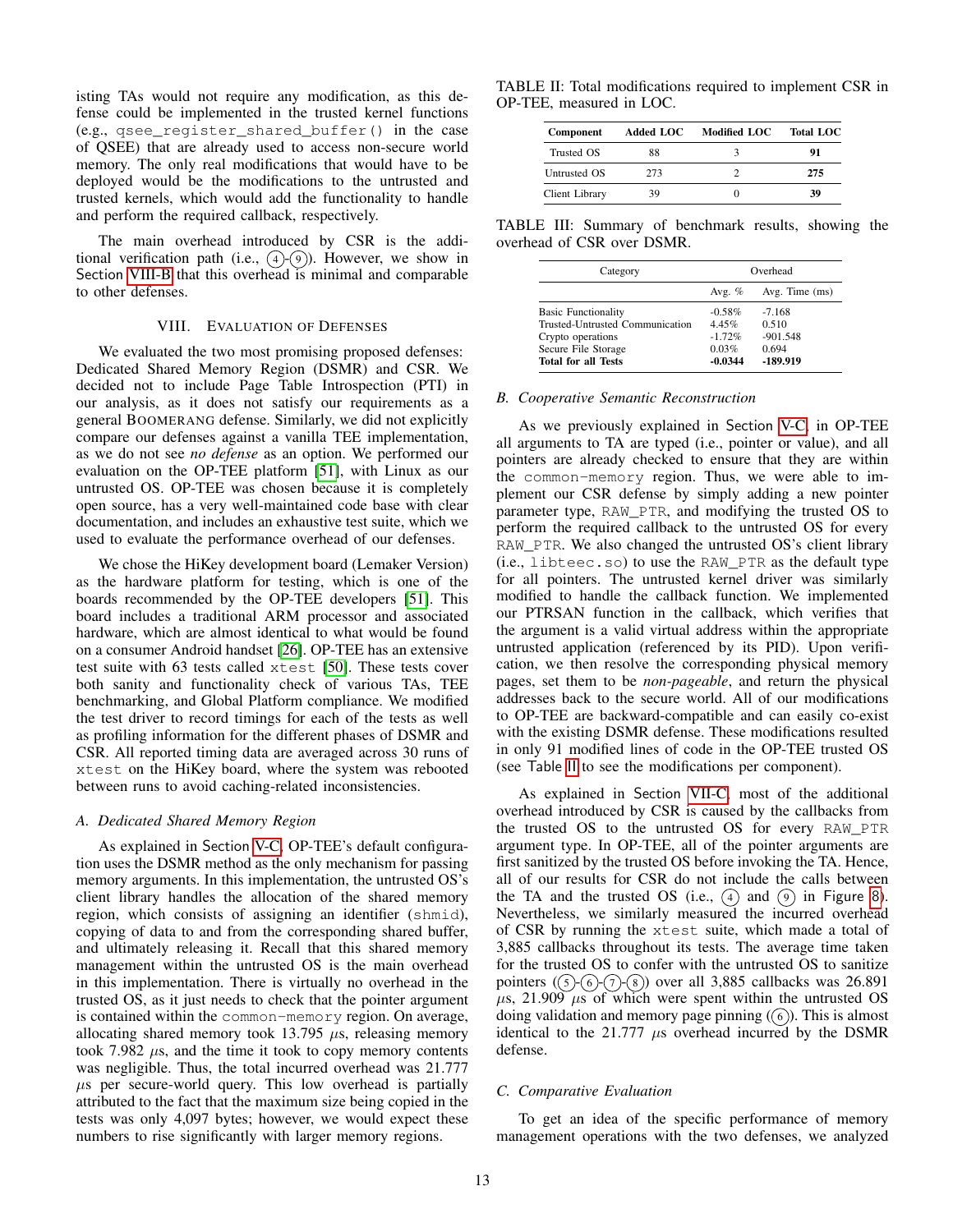isting TAs would not require any modification, as this defense could be implemented in the trusted kernel functions (e.g., `qsee_register_shared_buffer()` in the case of QSEE) that are already used to access non-secure world memory. The only real modifications that would have to be deployed would be the modifications to the untrusted and trusted kernels, which would add the functionality to handle and perform the required callback, respectively.

The main overhead introduced by CSR is the additional verification path (i.e., ④-⑨). However, we show in Section VIII-B that this overhead is minimal and comparable to other defenses.

## VIII. Evaluation of Defenses

We evaluated the two most promising proposed defenses: Dedicated Shared Memory Region (DSMR) and CSR. We decided not to include Page Table Introspection (PTI) in our analysis, as it does not satisfy our requirements as a general BOOMERANG defense. Similarly, we did not explicitly compare our defenses against a vanilla TEE implementation, as we do not see *no defense* as an option. We performed our evaluation on the OP-TEE platform [51], with Linux as our untrusted OS. OP-TEE was chosen because it is completely open source, has a very well-maintained code base with clear documentation, and includes an exhaustive test suite, which we used to evaluate the performance overhead of our defenses.

We chose the HiKey development board (Lemaker Version) as the hardware platform for testing, which is one of the boards recommended by the OP-TEE developers [51]. This board includes a traditional ARM processor and associated hardware, which are almost identical to what would be found on a consumer Android handset [26]. OP-TEE has an extensive test suite with 63 tests called `xtest` [50]. These tests cover both sanity and functionality check of various TAs, TEE benchmarking, and Global Platform compliance. We modified the test driver to record timings for each of the tests as well as profiling information for the different phases of DSMR and CSR. All reported timing data are averaged across 30 runs of `xtest` on the HiKey board, where the system was rebooted between runs to avoid caching-related inconsistencies.

### A. Dedicated Shared Memory Region

As explained in Section V-C, OP-TEE's default configuration uses the DSMR method as the only mechanism for passing memory arguments. In this implementation, the untrusted OS's client library handles the allocation of the shared memory region, which consists of assigning an identifier (`shmid`), copying of data to and from the corresponding shared buffer, and ultimately releasing it. Recall that this shared memory management within the untrusted OS is the main overhead in this implementation. There is virtually no overhead in the trusted OS, as it just needs to check that the pointer argument is contained within the `common-memory` region. On average, allocating shared memory took 13.795 $\mu$s, releasing memory took 7.982 $\mu$s, and the time it took to copy memory contents was negligible. Thus, the total incurred overhead was 21.777 $\mu$s per secure-world query. This low overhead is partially attributed to the fact that the maximum size being copied in the tests was only 4,097 bytes; however, we would expect these numbers to rise significantly with larger memory regions.

TABLE II: Total modifications required to implement CSR in OP-TEE, measured in LOC.

| Component | Added LOC | Modified LOC | Total LOC |
|---|---|---|---|
| Trusted OS | 88 | 3 | **91** |
| Untrusted OS | 273 | 2 | **275** |
| Client Library | 39 | 0 | **39** |

TABLE III: Summary of benchmark results, showing the overhead of CSR over DSMR.

| Category | Overhead | |
|---|---|---|
| | Avg. % | Avg. Time (ms) |
| Basic Functionality | -0.58% | -7.168 |
| Trusted-Untrusted Communication | 4.45% | 0.510 |
| Crypto operations | -1.72% | -901.548 |
| Secure File Storage | 0.03% | 0.694 |
| **Total for all Tests** | **-0.0344** | **-189.919** |

### B. Cooperative Semantic Reconstruction

As we previously explained in Section V-C, in OP-TEE all arguments to TA are typed (i.e., pointer or value), and all pointers are already checked to ensure that they are within the `common-memory` region. Thus, we were able to implement our CSR defense by simply adding a new pointer parameter type, `RAW_PTR`, and modifying the trusted OS to perform the required callback to the untrusted OS for every `RAW_PTR`. We also changed the untrusted OS's client library (i.e., `libteec.so`) to use the `RAW_PTR` as the default type for all pointers. The untrusted kernel driver was similarly modified to handle the callback function. We implemented our PTRSAN function in the callback, which verifies that the argument is a valid virtual address within the appropriate untrusted application (referenced by its PID). Upon verification, we then resolve the corresponding physical memory pages, set them to be *non-pageable*, and return the physical addresses back to the secure world. All of our modifications to OP-TEE are backward-compatible and can easily co-exist with the existing DSMR defense. These modifications resulted in only 91 modified lines of code in the OP-TEE trusted OS (see Table II to see the modifications per component).

As explained in Section VII-C, most of the additional overhead introduced by CSR is caused by the callbacks from the trusted OS to the untrusted OS for every `RAW_PTR` argument type. In OP-TEE, all of the pointer arguments are first sanitized by the trusted OS before invoking the TA. Hence, all of our results for CSR do not include the calls between the TA and the trusted OS (i.e., ④ and ⑨ in Figure 8). Nevertheless, we similarly measured the incurred overhead of CSR by running the `xtest` suite, which made a total of 3,885 callbacks throughout its tests. The average time taken for the trusted OS to confer with the untrusted OS to sanitize pointers (⑤-⑥-⑦-⑧) over all 3,885 callbacks was 26.891 $\mu$s, 21.909 $\mu$s of which were spent within the untrusted OS doing validation and memory page pinning (⑥). This is almost identical to the 21.777 $\mu$s overhead incurred by the DSMR defense.

### C. Comparative Evaluation

To get an idea of the specific performance of memory management operations with the two defenses, we analyzed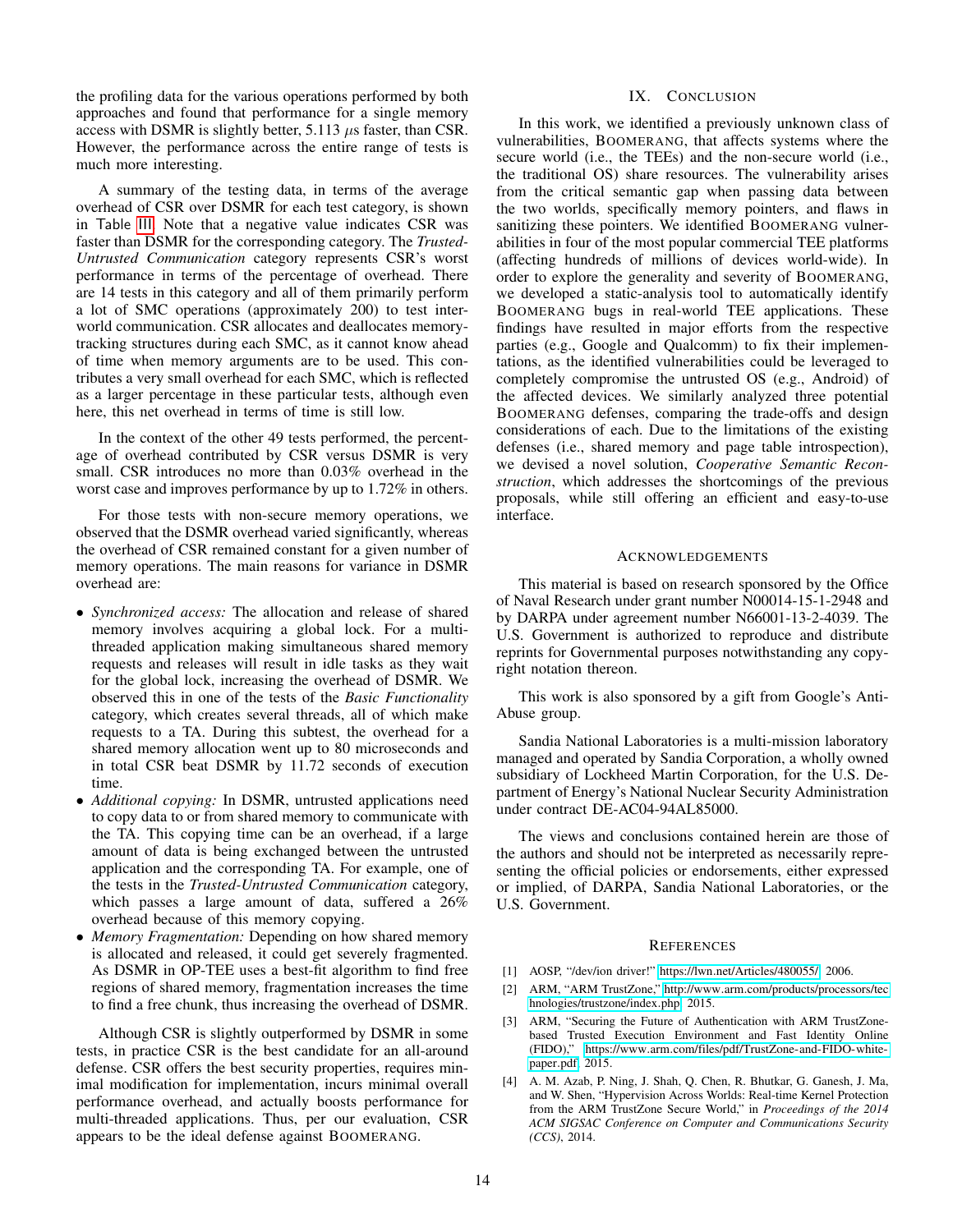the profiling data for the various operations performed by both approaches and found that performance for a single memory access with DSMR is slightly better, 5.113 $\mu$s faster, than CSR. However, the performance across the entire range of tests is much more interesting.

A summary of the testing data, in terms of the average overhead of CSR over DSMR for each test category, is shown in Table III. Note that a negative value indicates CSR was faster than DSMR for the corresponding category. The *Trusted-Untrusted Communication* category represents CSR's worst performance in terms of the percentage of overhead. There are 14 tests in this category and all of them primarily perform a lot of SMC operations (approximately 200) to test inter-world communication. CSR allocates and deallocates memory-tracking structures during each SMC, as it cannot know ahead of time when memory arguments are to be used. This contributes a very small overhead for each SMC, which is reflected as a larger percentage in these particular tests, although even here, this net overhead in terms of time is still low.

In the context of the other 49 tests performed, the percentage of overhead contributed by CSR versus DSMR is very small. CSR introduces no more than 0.03% overhead in the worst case and improves performance by up to 1.72% in others.

For those tests with non-secure memory operations, we observed that the DSMR overhead varied significantly, whereas the overhead of CSR remained constant for a given number of memory operations. The main reasons for variance in DSMR overhead are:

- *Synchronized access:* The allocation and release of shared memory involves acquiring a global lock. For a multi-threaded application making simultaneous shared memory requests and releases will result in idle tasks as they wait for the global lock, increasing the overhead of DSMR. We observed this in one of the tests of the *Basic Functionality* category, which creates several threads, all of which make requests to a TA. During this subtest, the overhead for a shared memory allocation went up to 80 microseconds and in total CSR beat DSMR by 11.72 seconds of execution time.
- *Additional copying:* In DSMR, untrusted applications need to copy data to or from shared memory to communicate with the TA. This copying time can be an overhead, if a large amount of data is being exchanged between the untrusted application and the corresponding TA. For example, one of the tests in the *Trusted-Untrusted Communication* category, which passes a large amount of data, suffered a 26% overhead because of this memory copying.
- *Memory Fragmentation:* Depending on how shared memory is allocated and released, it could get severely fragmented. As DSMR in OP-TEE uses a best-fit algorithm to find free regions of shared memory, fragmentation increases the time to find a free chunk, thus increasing the overhead of DSMR.

Although CSR is slightly outperformed by DSMR in some tests, in practice CSR is the best candidate for an all-around defense. CSR offers the best security properties, requires minimal modification for implementation, incurs minimal overall performance overhead, and actually boosts performance for multi-threaded applications. Thus, per our evaluation, CSR appears to be the ideal defense against BOOMERANG.

## IX. CONCLUSION

In this work, we identified a previously unknown class of vulnerabilities, BOOMERANG, that affects systems where the secure world (i.e., the TEEs) and the non-secure world (i.e., the traditional OS) share resources. The vulnerability arises from the critical semantic gap when passing data between the two worlds, specifically memory pointers, and flaws in sanitizing these pointers. We identified BOOMERANG vulnerabilities in four of the most popular commercial TEE platforms (affecting hundreds of millions of devices world-wide). In order to explore the generality and severity of BOOMERANG, we developed a static-analysis tool to automatically identify BOOMERANG bugs in real-world TEE applications. These findings have resulted in major efforts from the respective parties (e.g., Google and Qualcomm) to fix their implementations, as the identified vulnerabilities could be leveraged to completely compromise the untrusted OS (e.g., Android) of the affected devices. We similarly analyzed three potential BOOMERANG defenses, comparing the trade-offs and design considerations of each. Due to the limitations of the existing defenses (i.e., shared memory and page table introspection), we devised a novel solution, *Cooperative Semantic Reconstruction*, which addresses the shortcomings of the previous proposals, while still offering an efficient and easy-to-use interface.

## ACKNOWLEDGEMENTS

This material is based on research sponsored by the Office of Naval Research under grant number N00014-15-1-2948 and by DARPA under agreement number N66001-13-2-4039. The U.S. Government is authorized to reproduce and distribute reprints for Governmental purposes notwithstanding any copyright notation thereon.

This work is also sponsored by a gift from Google's Anti-Abuse group.

Sandia National Laboratories is a multi-mission laboratory managed and operated by Sandia Corporation, a wholly owned subsidiary of Lockheed Martin Corporation, for the U.S. Department of Energy's National Nuclear Security Administration under contract DE-AC04-94AL85000.

The views and conclusions contained herein are those of the authors and should not be interpreted as necessarily representing the official policies or endorsements, either expressed or implied, of DARPA, Sandia National Laboratories, or the U.S. Government.

## REFERENCES

[1] AOSP, "/dev/ion driver!" https://lwn.net/Articles/480055/, 2006.

[2] ARM, "ARM TrustZone," http://www.arm.com/products/processors/technologies/trustzone/index.php, 2015.

[3] ARM, "Securing the Future of Authentication with ARM TrustZone-based Trusted Execution Environment and Fast Identity Online (FIDO)," https://www.arm.com/files/pdf/TrustZone-and-FIDO-white-paper.pdf, 2015.

[4] A. M. Azab, P. Ning, J. Shah, Q. Chen, R. Bhutkar, G. Ganesh, J. Ma, and W. Shen, "Hypervision Across Worlds: Real-time Kernel Protection from the ARM TrustZone Secure World," in *Proceedings of the 2014 ACM SIGSAC Conference on Computer and Communications Security (CCS)*, 2014.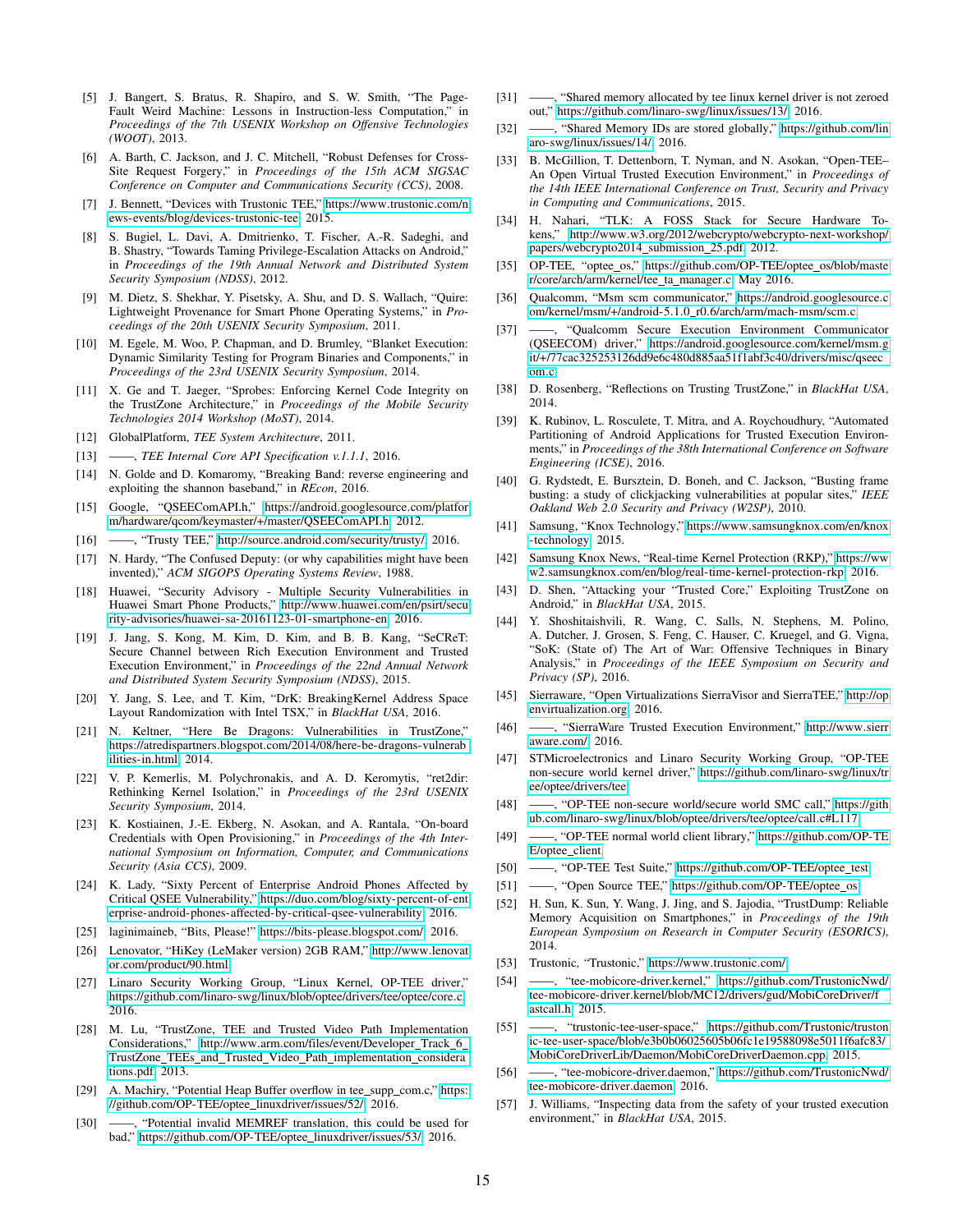[5] J. Bangert, S. Bratus, R. Shapiro, and S. W. Smith, "The Page-Fault Weird Machine: Lessons in Instruction-less Computation," in *Proceedings of the 7th USENIX Workshop on Offensive Technologies (WOOT)*, 2013.

[6] A. Barth, C. Jackson, and J. C. Mitchell, "Robust Defenses for Cross-Site Request Forgery," in *Proceedings of the 15th ACM SIGSAC Conference on Computer and Communications Security (CCS)*, 2008.

[7] J. Bennett, "Devices with Trustonic TEE," https://www.trustonic.com/news-events/blog/devices-trustonic-tee, 2015.

[8] S. Bugiel, L. Davi, A. Dmitrienko, T. Fischer, A.-R. Sadeghi, and B. Shastry, "Towards Taming Privilege-Escalation Attacks on Android," in *Proceedings of the 19th Annual Network and Distributed System Security Symposium (NDSS)*, 2012.

[9] M. Dietz, S. Shekhar, Y. Pisetsky, A. Shu, and D. S. Wallach, "Quire: Lightweight Provenance for Smart Phone Operating Systems," in *Proceedings of the 20th USENIX Security Symposium*, 2011.

[10] M. Egele, M. Woo, P. Chapman, and D. Brumley, "Blanket Execution: Dynamic Similarity Testing for Program Binaries and Components," in *Proceedings of the 23rd USENIX Security Symposium*, 2014.

[11] X. Ge and T. Jaeger, "Sprobes: Enforcing Kernel Code Integrity on the TrustZone Architecture," in *Proceedings of the Mobile Security Technologies 2014 Workshop (MoST)*, 2014.

[12] GlobalPlatform, *TEE System Architecture*, 2011.

[13] ——, *TEE Internal Core API Specification v.1.1.1*, 2016.

[14] N. Golde and D. Komaromy, "Breaking Band: reverse engineering and exploiting the shannon baseband," in *REcon*, 2016.

[15] Google, "QSEEComAPI.h," https://android.googlesource.com/platform/hardware/qcom/keymaster/+/master/QSEEComAPI.h, 2012.

[16] ——, "Trusty TEE," http://source.android.com/security/trusty/, 2016.

[17] N. Hardy, "The Confused Deputy: (or why capabilities might have been invented)," *ACM SIGOPS Operating Systems Review*, 1988.

[18] Huawei, "Security Advisory - Multiple Security Vulnerabilities in Huawei Smart Phone Products," http://www.huawei.com/en/psirt/security-advisories/huawei-sa-20161123-01-smartphone-en, 2016.

[19] J. Jang, S. Kong, M. Kim, D. Kim, and B. B. Kang, "SeCReT: Secure Channel between Rich Execution Environment and Trusted Execution Environment," in *Proceedings of the 22nd Annual Network and Distributed System Security Symposium (NDSS)*, 2015.

[20] Y. Jang, S. Lee, and T. Kim, "DrK: BreakingKernel Address Space Layout Randomization with Intel TSX," in *BlackHat USA*, 2016.

[21] N. Keltner, "Here Be Dragons: Vulnerabilities in TrustZone," https://atredispartners.blogspot.com/2014/08/here-be-dragons-vulnerabilities-in.html, 2014.

[22] V. P. Kemerlis, M. Polychronakis, and A. D. Keromytis, "ret2dir: Rethinking Kernel Isolation," in *Proceedings of the 23rd USENIX Security Symposium*, 2014.

[23] K. Kostiainen, J.-E. Ekberg, N. Asokan, and A. Rantala, "On-board Credentials with Open Provisioning," in *Proceedings of the 4th International Symposium on Information, Computer, and Communications Security (Asia CCS)*, 2009.

[24] K. Lady, "Sixty Percent of Enterprise Android Phones Affected by Critical QSEE Vulnerability," https://duo.com/blog/sixty-percent-of-enterprise-android-phones-affected-by-critical-qsee-vulnerability, 2016.

[25] laginimaineb, "Bits, Please!" https://bits-please.blogspot.com/, 2016.

[26] Lenovator, "HiKey (LeMaker version) 2GB RAM," http://www.lenovator.com/product/90.html.

[27] Linaro Security Working Group, "Linux Kernel, OP-TEE driver," https://github.com/linaro-swg/linux/blob/optee/drivers/tee/optee/core.c, 2016.

[28] M. Lu, "TrustZone, TEE and Trusted Video Path Implementation Considerations," http://www.arm.com/files/event/Developer_Track_6_TrustZone_TEEs_and_Trusted_Video_Path_implementation_considerations.pdf, 2013.

[29] A. Machiry, "Potential Heap Buffer overflow in tee_supp_com.c," https://github.com/OP-TEE/optee_linuxdriver/issues/52/, 2016.

[30] ——, "Potential invalid MEMREF translation, this could be used for bad," https://github.com/OP-TEE/optee_linuxdriver/issues/53/, 2016.

[31] ——, "Shared memory allocated by tee linux kernel driver is not zeroed out," https://github.com/linaro-swg/linux/issues/13/, 2016.

[32] ——, "Shared Memory IDs are stored globally," https://github.com/linaro-swg/linux/issues/14/, 2016.

[33] B. McGillion, T. Dettenborn, T. Nyman, and N. Asokan, "Open-TEE– An Open Virtual Trusted Execution Environment," in *Proceedings of the 14th IEEE International Conference on Trust, Security and Privacy in Computing and Communications*, 2015.

[34] H. Nahari, "TLK: A FOSS Stack for Secure Hardware Tokens," http://www.w3.org/2012/webcrypto/webcrypto-next-workshop/papers/webcrypto2014_submission_25.pdf, 2012.

[35] OP-TEE, "optee_os," https://github.com/OP-TEE/optee_os/blob/master/core/arch/arm/kernel/tee_ta_manager.c, May 2016.

[36] Qualcomm, "Msm scm communicator," https://android.googlesource.com/kernel/msm/+/android-5.1.0_r0.6/arch/arm/mach-msm/scm.c.

[37] ——, "Qualcomm Secure Execution Environment Communicator (QSEECOM) driver," https://android.googlesource.com/kernel/msm.git/+/77cac325253126dd9e6c480d885aa51f1abf3c40/drivers/misc/qseecom.c.

[38] D. Rosenberg, "Reflections on Trusting TrustZone," in *BlackHat USA*, 2014.

[39] K. Rubinov, L. Rosculete, T. Mitra, and A. Roychoudhury, "Automated Partitioning of Android Applications for Trusted Execution Environments," in *Proceedings of the 38th International Conference on Software Engineering (ICSE)*, 2016.

[40] G. Rydstedt, E. Bursztein, D. Boneh, and C. Jackson, "Busting frame busting: a study of clickjacking vulnerabilities at popular sites," *IEEE Oakland Web 2.0 Security and Privacy (W2SP)*, 2010.

[41] Samsung, "Knox Technology," https://www.samsungknox.com/en/knox-technology, 2015.

[42] Samsung Knox News, "Real-time Kernel Protection (RKP)," https://www2.samsungknox.com/en/blog/real-time-kernel-protection-rkp, 2016.

[43] D. Shen, "Attacking your "Trusted Core," Exploiting TrustZone on Android," in *BlackHat USA*, 2015.

[44] Y. Shoshitaishvili, R. Wang, C. Salls, N. Stephens, M. Polino, A. Dutcher, J. Grosen, S. Feng, C. Hauser, C. Kruegel, and G. Vigna, "SoK: (State of) The Art of War: Offensive Techniques in Binary Analysis," in *Proceedings of the IEEE Symposium on Security and Privacy (SP)*, 2016.

[45] Sierraware, "Open Virtualizations SierraVisor and SierraTEE," http://openvirtualization.org, 2016.

[46] ——, "SierraWare Trusted Execution Environment," http://www.sierraware.com/, 2016.

[47] STMicroelectronics and Linaro Security Working Group, "OP-TEE non-secure world kernel driver," https://github.com/linaro-swg/linux/tree/optee/drivers/tee.

[48] ——, "OP-TEE non-secure world/secure world SMC call," https://github.com/linaro-swg/linux/blob/optee/drivers/tee/optee/call.c#L117.

[49] ——, "OP-TEE normal world client library," https://github.com/OP-TEE/optee_client.

[50] ——, "OP-TEE Test Suite," https://github.com/OP-TEE/optee_test.

[51] ——, "Open Source TEE," https://github.com/OP-TEE/optee_os.

[52] H. Sun, K. Sun, Y. Wang, J. Jing, and S. Jajodia, "TrustDump: Reliable Memory Acquisition on Smartphones," in *Proceedings of the 19th European Symposium on Research in Computer Security (ESORICS)*, 2014.

[53] Trustonic, "Trustonic," https://www.trustonic.com/.

[54] ——, "tee-mobicore-driver.kernel," https://github.com/TrustonicNwd/tee-mobicore-driver.kernel/blob/MC12/drivers/gud/MobiCoreDriver/fastcall.h, 2015.

[55] ——, "trustonic-tee-user-space," https://github.com/Trustonic/trustonic-tee-user-space/blob/e3b0b06025605b06fc1e19588098e5011f6afc83/MobiCoreDriverLib/Daemon/MobiCoreDriverDaemon.cpp, 2015.

[56] ——, "tee-mobicore-driver.daemon," https://github.com/TrustonicNwd/tee-mobicore-driver.daemon, 2016.

[57] J. Williams, "Inspecting data from the safety of your trusted execution environment," in *BlackHat USA*, 2015.